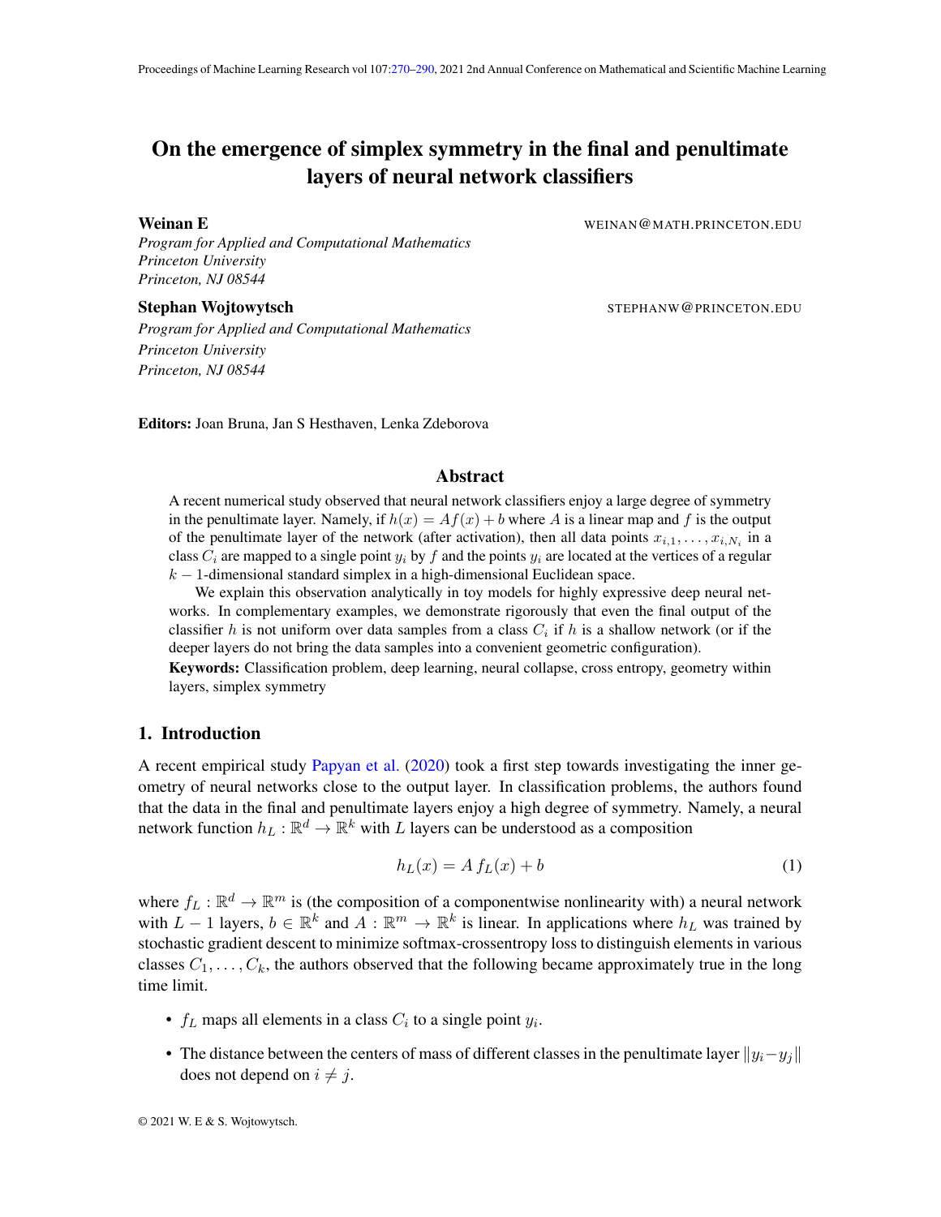# On the emergence of simplex symmetry in the final and penultimate layers of neural network classifiers

**Weinan E** WEINAN@MATH.PRINCETON.EDU

*Program for Applied and Computational Mathematics*
*Princeton University*
*Princeton, NJ 08544*

**Stephan Wojtowytsch** STEPHANW@PRINCETON.EDU

*Program for Applied and Computational Mathematics*
*Princeton University*
*Princeton, NJ 08544*

**Editors:** Joan Bruna, Jan S Hesthaven, Lenka Zdeborova

## Abstract

A recent numerical study observed that neural network classifiers enjoy a large degree of symmetry in the penultimate layer. Namely, if $h(x) = Af(x) + b$ where $A$ is a linear map and $f$ is the output of the penultimate layer of the network (after activation), then all data points $x_{i,1}, \dots, x_{i,N_i}$ in a class $C_i$ are mapped to a single point $y_i$ by $f$ and the points $y_i$ are located at the vertices of a regular $k-1$-dimensional standard simplex in a high-dimensional Euclidean space.

We explain this observation analytically in toy models for highly expressive deep neural networks. In complementary examples, we demonstrate rigorously that even the final output of the classifier $h$ is not uniform over data samples from a class $C_i$ if $h$ is a shallow network (or if the deeper layers do not bring the data samples into a convenient geometric configuration).

**Keywords:** Classification problem, deep learning, neural collapse, cross entropy, geometry within layers, simplex symmetry

## 1. Introduction

A recent empirical study Papyan et al. (2020) took a first step towards investigating the inner geometry of neural networks close to the output layer. In classification problems, the authors found that the data in the final and penultimate layers enjoy a high degree of symmetry. Namely, a neural network function $h_L : \mathbb{R}^d \to \mathbb{R}^k$ with $L$ layers can be understood as a composition

$$h_L(x) = A\, f_L(x) + b \tag{1}$$

where $f_L : \mathbb{R}^d \to \mathbb{R}^m$ is (the composition of a componentwise nonlinearity with) a neural network with $L-1$ layers, $b \in \mathbb{R}^k$ and $A : \mathbb{R}^m \to \mathbb{R}^k$ is linear. In applications where $h_L$ was trained by stochastic gradient descent to minimize softmax-crossentropy loss to distinguish elements in various classes $C_1, \dots, C_k$, the authors observed that the following became approximately true in the long time limit.

- $f_L$ maps all elements in a class $C_i$ to a single point $y_i$.
- The distance between the centers of mass of different classes in the penultimate layer $\|y_i - y_j\|$ does not depend on $i \neq j$.

© 2021 W. E & S. Wojtowytsch.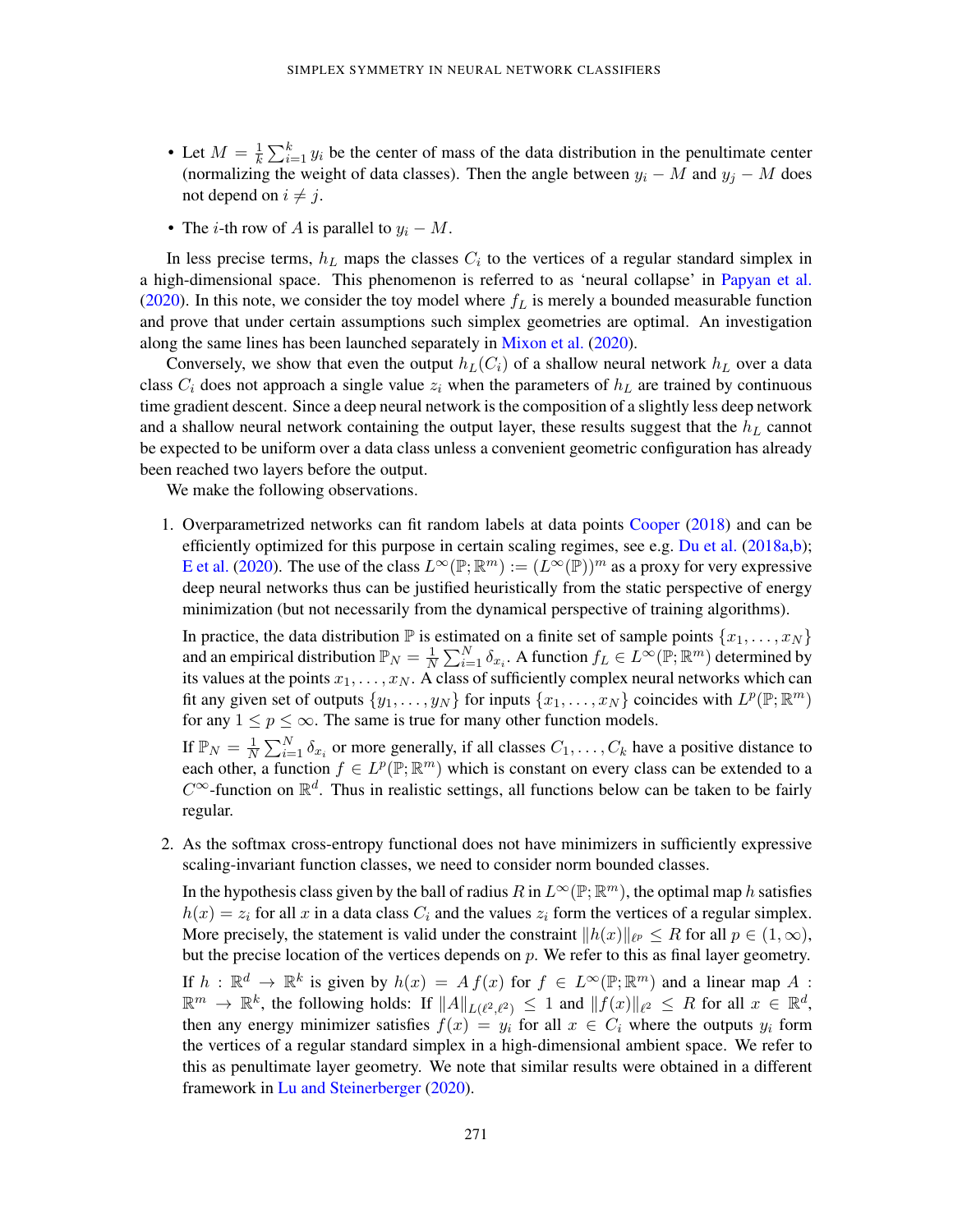- Let $M = \frac{1}{k}\sum_{i=1}^k y_i$ be the center of mass of the data distribution in the penultimate center (normalizing the weight of data classes). Then the angle between $y_i - M$ and $y_j - M$ does not depend on $i \neq j$.
- The $i$-th row of $A$ is parallel to $y_i - M$.

In less precise terms, $h_L$ maps the classes $C_i$ to the vertices of a regular standard simplex in a high-dimensional space. This phenomenon is referred to as 'neural collapse' in Papyan et al. (2020). In this note, we consider the toy model where $f_L$ is merely a bounded measurable function and prove that under certain assumptions such simplex geometries are optimal. An investigation along the same lines has been launched separately in Mixon et al. (2020).

Conversely, we show that even the output $h_L(C_i)$ of a shallow neural network $h_L$ over a data class $C_i$ does not approach a single value $z_i$ when the parameters of $h_L$ are trained by continuous time gradient descent. Since a deep neural network is the composition of a slightly less deep network and a shallow neural network containing the output layer, these results suggest that the $h_L$ cannot be expected to be uniform over a data class unless a convenient geometric configuration has already been reached two layers before the output.

We make the following observations.

1. Overparametrized networks can fit random labels at data points Cooper (2018) and can be efficiently optimized for this purpose in certain scaling regimes, see e.g. Du et al. (2018a,b); E et al. (2020). The use of the class $L^\infty(\mathbb{P};\mathbb{R}^m) := (L^\infty(\mathbb{P}))^m$ as a proxy for very expressive deep neural networks thus can be justified heuristically from the static perspective of energy minimization (but not necessarily from the dynamical perspective of training algorithms).

   In practice, the data distribution $\mathbb{P}$ is estimated on a finite set of sample points $\{x_1, \dots, x_N\}$ and an empirical distribution $\mathbb{P}_N = \frac{1}{N}\sum_{i=1}^N \delta_{x_i}$. A function $f_L \in L^\infty(\mathbb{P};\mathbb{R}^m)$ determined by its values at the points $x_1, \dots, x_N$. A class of sufficiently complex neural networks which can fit any given set of outputs $\{y_1, \dots, y_N\}$ for inputs $\{x_1, \dots, x_N\}$ coincides with $L^p(\mathbb{P};\mathbb{R}^m)$ for any $1 \leq p \leq \infty$. The same is true for many other function models.

   If $\mathbb{P}_N = \frac{1}{N}\sum_{i=1}^N \delta_{x_i}$ or more generally, if all classes $C_1, \dots, C_k$ have a positive distance to each other, a function $f \in L^p(\mathbb{P};\mathbb{R}^m)$ which is constant on every class can be extended to a $C^\infty$-function on $\mathbb{R}^d$. Thus in realistic settings, all functions below can be taken to be fairly regular.

2. As the softmax cross-entropy functional does not have minimizers in sufficiently expressive scaling-invariant function classes, we need to consider norm bounded classes.

   In the hypothesis class given by the ball of radius $R$ in $L^\infty(\mathbb{P};\mathbb{R}^m)$, the optimal map $h$ satisfies $h(x) = z_i$ for all $x$ in a data class $C_i$ and the values $z_i$ form the vertices of a regular simplex. More precisely, the statement is valid under the constraint $\|h(x)\|_{\ell^p} \leq R$ for all $p \in (1, \infty)$, but the precise location of the vertices depends on $p$. We refer to this as final layer geometry.

   If $h : \mathbb{R}^d \to \mathbb{R}^k$ is given by $h(x) = A\, f(x)$ for $f \in L^\infty(\mathbb{P};\mathbb{R}^m)$ and a linear map $A : \mathbb{R}^m \to \mathbb{R}^k$, the following holds: If $\|A\|_{L(\ell^2,\ell^2)} \leq 1$ and $\|f(x)\|_{\ell^2} \leq R$ for all $x \in \mathbb{R}^d$, then any energy minimizer satisfies $f(x) = y_i$ for all $x \in C_i$ where the outputs $y_i$ form the vertices of a regular standard simplex in a high-dimensional ambient space. We refer to this as penultimate layer geometry. We note that similar results were obtained in a different framework in Lu and Steinerberger (2020).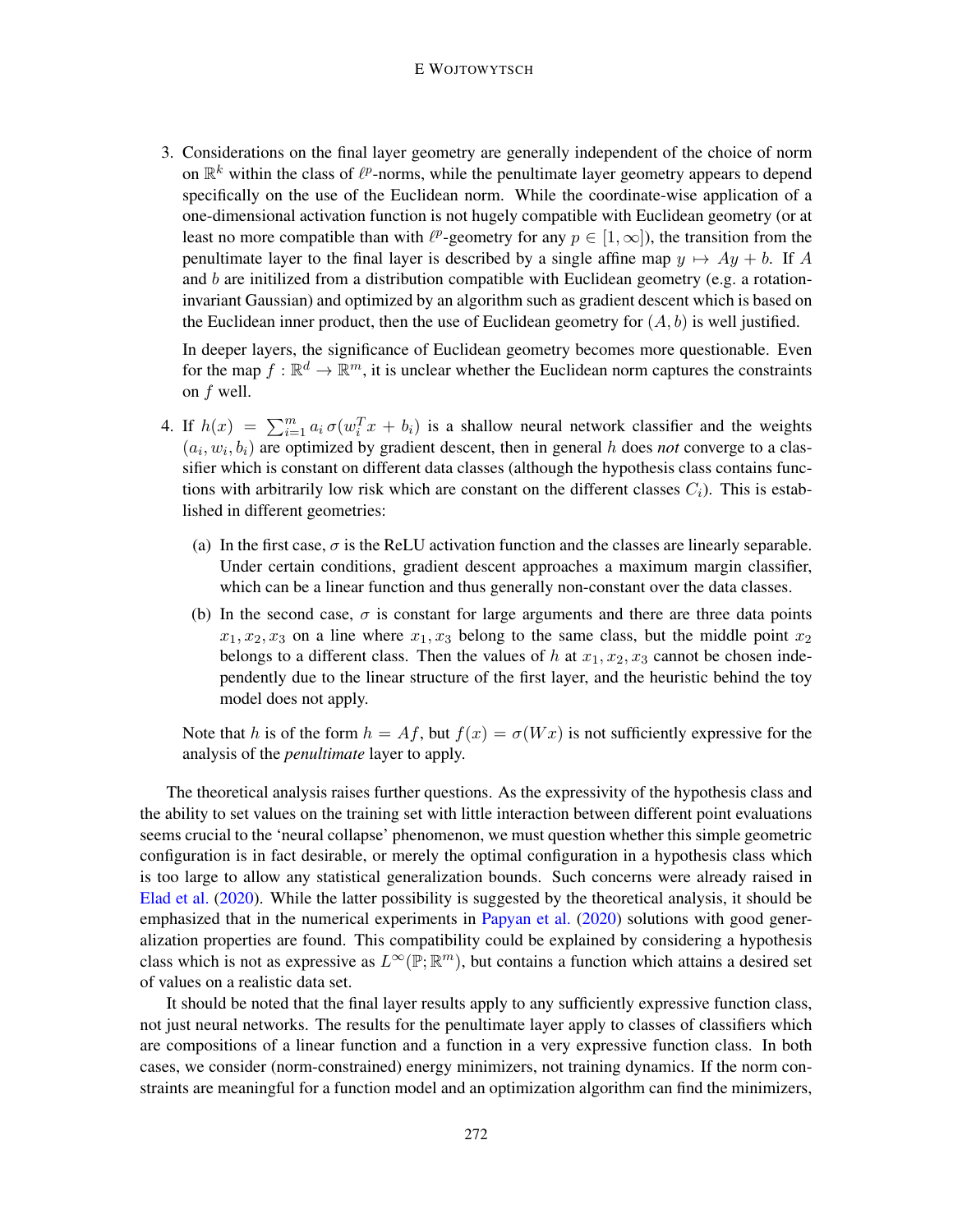3. Considerations on the final layer geometry are generally independent of the choice of norm on $\mathbb{R}^k$ within the class of $\ell^p$-norms, while the penultimate layer geometry appears to depend specifically on the use of the Euclidean norm. While the coordinate-wise application of a one-dimensional activation function is not hugely compatible with Euclidean geometry (or at least no more compatible than with $\ell^p$-geometry for any $p \in [1, \infty]$), the transition from the penultimate layer to the final layer is described by a single affine map $y \mapsto Ay + b$. If $A$ and $b$ are initilized from a distribution compatible with Euclidean geometry (e.g. a rotation-invariant Gaussian) and optimized by an algorithm such as gradient descent which is based on the Euclidean inner product, then the use of Euclidean geometry for $(A, b)$ is well justified.

   In deeper layers, the significance of Euclidean geometry becomes more questionable. Even for the map $f : \mathbb{R}^d \to \mathbb{R}^m$, it is unclear whether the Euclidean norm captures the constraints on $f$ well.

4. If $h(x) = \sum_{i=1}^m a_i \, \sigma(w_i^T x + b_i)$ is a shallow neural network classifier and the weights $(a_i, w_i, b_i)$ are optimized by gradient descent, then in general $h$ does *not* converge to a classifier which is constant on different data classes (although the hypothesis class contains functions with arbitrarily low risk which are constant on the different classes $C_i$). This is established in different geometries:

   (a) In the first case, $\sigma$ is the ReLU activation function and the classes are linearly separable. Under certain conditions, gradient descent approaches a maximum margin classifier, which can be a linear function and thus generally non-constant over the data classes.

   (b) In the second case, $\sigma$ is constant for large arguments and there are three data points $x_1, x_2, x_3$ on a line where $x_1, x_3$ belong to the same class, but the middle point $x_2$ belongs to a different class. Then the values of $h$ at $x_1, x_2, x_3$ cannot be chosen independently due to the linear structure of the first layer, and the heuristic behind the toy model does not apply.

   Note that $h$ is of the form $h = Af$, but $f(x) = \sigma(Wx)$ is not sufficiently expressive for the analysis of the *penultimate* layer to apply.

The theoretical analysis raises further questions. As the expressivity of the hypothesis class and the ability to set values on the training set with little interaction between different point evaluations seems crucial to the 'neural collapse' phenomenon, we must question whether this simple geometric configuration is in fact desirable, or merely the optimal configuration in a hypothesis class which is too large to allow any statistical generalization bounds. Such concerns were already raised in Elad et al. (2020). While the latter possibility is suggested by the theoretical analysis, it should be emphasized that in the numerical experiments in Papyan et al. (2020) solutions with good generalization properties are found. This compatibility could be explained by considering a hypothesis class which is not as expressive as $L^\infty(\mathbb{P}; \mathbb{R}^m)$, but contains a function which attains a desired set of values on a realistic data set.

It should be noted that the final layer results apply to any sufficiently expressive function class, not just neural networks. The results for the penultimate layer apply to classes of classifiers which are compositions of a linear function and a function in a very expressive function class. In both cases, we consider (norm-constrained) energy minimizers, not training dynamics. If the norm constraints are meaningful for a function model and an optimization algorithm can find the minimizers,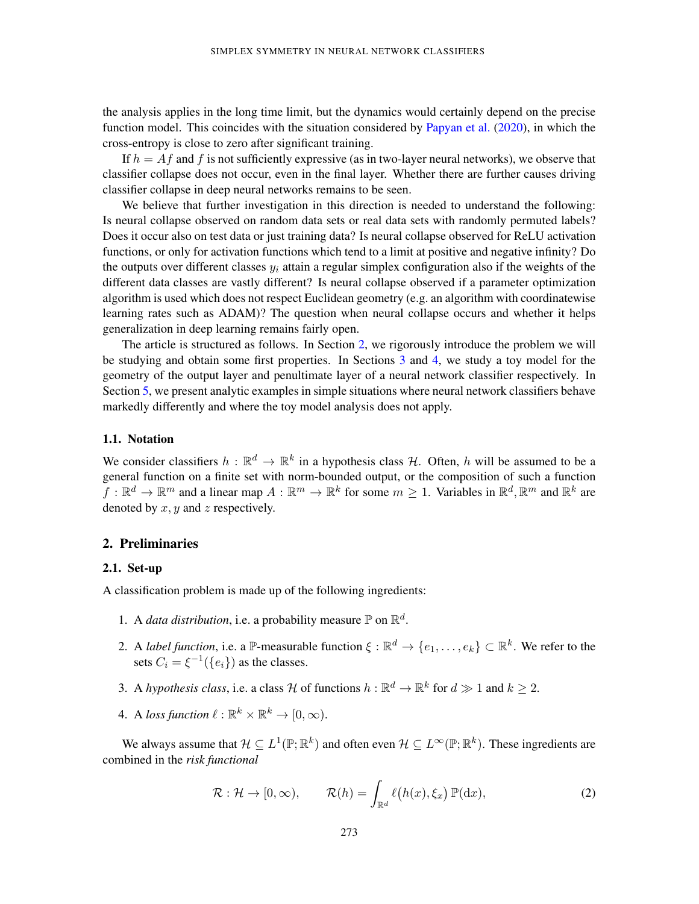the analysis applies in the long time limit, but the dynamics would certainly depend on the precise function model. This coincides with the situation considered by Papyan et al. (2020), in which the cross-entropy is close to zero after significant training.

If $h = Af$ and $f$ is not sufficiently expressive (as in two-layer neural networks), we observe that classifier collapse does not occur, even in the final layer. Whether there are further causes driving classifier collapse in deep neural networks remains to be seen.

We believe that further investigation in this direction is needed to understand the following: Is neural collapse observed on random data sets or real data sets with randomly permuted labels? Does it occur also on test data or just training data? Is neural collapse observed for ReLU activation functions, or only for activation functions which tend to a limit at positive and negative infinity? Do the outputs over different classes $y_i$ attain a regular simplex configuration also if the weights of the different data classes are vastly different? Is neural collapse observed if a parameter optimization algorithm is used which does not respect Euclidean geometry (e.g. an algorithm with coordinatewise learning rates such as ADAM)? The question when neural collapse occurs and whether it helps generalization in deep learning remains fairly open.

The article is structured as follows. In Section 2, we rigorously introduce the problem we will be studying and obtain some first properties. In Sections 3 and 4, we study a toy model for the geometry of the output layer and penultimate layer of a neural network classifier respectively. In Section 5, we present analytic examples in simple situations where neural network classifiers behave markedly differently and where the toy model analysis does not apply.

### 1.1. Notation

We consider classifiers $h : \mathbb{R}^d \to \mathbb{R}^k$ in a hypothesis class $\mathcal{H}$. Often, $h$ will be assumed to be a general function on a finite set with norm-bounded output, or the composition of such a function $f : \mathbb{R}^d \to \mathbb{R}^m$ and a linear map $A : \mathbb{R}^m \to \mathbb{R}^k$ for some $m \geq 1$. Variables in $\mathbb{R}^d, \mathbb{R}^m$ and $\mathbb{R}^k$ are denoted by $x, y$ and $z$ respectively.

## 2. Preliminaries

### 2.1. Set-up

A classification problem is made up of the following ingredients:

1. A *data distribution*, i.e. a probability measure $\mathbb{P}$ on $\mathbb{R}^d$.
2. A *label function*, i.e. a $\mathbb{P}$-measurable function $\xi : \mathbb{R}^d \to \{e_1, \ldots, e_k\} \subset \mathbb{R}^k$. We refer to the sets $C_i = \xi^{-1}(\{e_i\})$ as the classes.
3. A *hypothesis class*, i.e. a class $\mathcal{H}$ of functions $h : \mathbb{R}^d \to \mathbb{R}^k$ for $d \gg 1$ and $k \geq 2$.
4. A *loss function* $\ell : \mathbb{R}^k \times \mathbb{R}^k \to [0, \infty)$.

We always assume that $\mathcal{H} \subseteq L^1(\mathbb{P}; \mathbb{R}^k)$ and often even $\mathcal{H} \subseteq L^\infty(\mathbb{P}; \mathbb{R}^k)$. These ingredients are combined in the *risk functional*

$$\mathcal{R} : \mathcal{H} \to [0, \infty), \qquad \mathcal{R}(h) = \int_{\mathbb{R}^d} \ell\big(h(x), \xi_x\big)\, \mathbb{P}(\mathrm{d}x), \tag{2}$$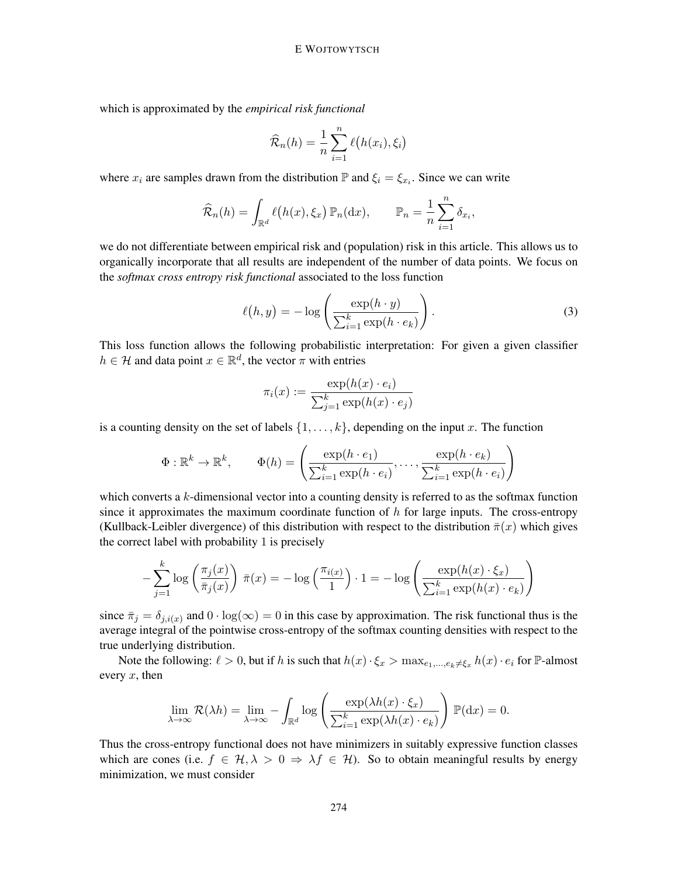which is approximated by the *empirical risk functional*

$$\widehat{\mathcal{R}}_n(h) = \frac{1}{n}\sum_{i=1}^n \ell\big(h(x_i), \xi_i\big)$$

where $x_i$ are samples drawn from the distribution $\mathbb{P}$ and $\xi_i = \xi_{x_i}$. Since we can write

$$\widehat{\mathcal{R}}_n(h) = \int_{\mathbb{R}^d} \ell\big(h(x), \xi_x\big)\,\mathbb{P}_n(\mathrm{d}x), \qquad \mathbb{P}_n = \frac{1}{n}\sum_{i=1}^n \delta_{x_i},$$

we do not differentiate between empirical risk and (population) risk in this article. This allows us to organically incorporate that all results are independent of the number of data points. We focus on the *softmax cross entropy risk functional* associated to the loss function

$$\ell\big(h, y\big) = -\log\left(\frac{\exp(h\cdot y)}{\sum_{i=1}^k \exp(h\cdot e_k)}\right). \tag{3}$$

This loss function allows the following probabilistic interpretation: For given a given classifier $h\in\mathcal{H}$ and data point $x\in\mathbb{R}^d$, the vector $\pi$ with entries

$$\pi_i(x) := \frac{\exp(h(x)\cdot e_i)}{\sum_{j=1}^k \exp(h(x)\cdot e_j)}$$

is a counting density on the set of labels $\{1,\dots,k\}$, depending on the input $x$. The function

$$\Phi:\mathbb{R}^k\to\mathbb{R}^k, \qquad \Phi(h) = \left(\frac{\exp(h\cdot e_1)}{\sum_{i=1}^k \exp(h\cdot e_i)}, \dots, \frac{\exp(h\cdot e_k)}{\sum_{i=1}^k \exp(h\cdot e_i)}\right)$$

which converts a $k$-dimensional vector into a counting density is referred to as the softmax function since it approximates the maximum coordinate function of $h$ for large inputs. The cross-entropy (Kullback-Leibler divergence) of this distribution with respect to the distribution $\bar\pi(x)$ which gives the correct label with probability 1 is precisely

$$-\sum_{j=1}^k \log\left(\frac{\pi_j(x)}{\bar\pi_j(x)}\right)\,\bar\pi(x) = -\log\left(\frac{\pi_{i(x)}}{1}\right)\cdot 1 = -\log\left(\frac{\exp(h(x)\cdot\xi_x)}{\sum_{i=1}^k \exp(h(x)\cdot e_k)}\right)$$

since $\bar\pi_j = \delta_{j,i(x)}$ and $0\cdot\log(\infty) = 0$ in this case by approximation. The risk functional thus is the average integral of the pointwise cross-entropy of the softmax counting densities with respect to the true underlying distribution.

Note the following: $\ell > 0$, but if $h$ is such that $h(x)\cdot\xi_x > \max_{e_1,\dots,e_k\neq\xi_x} h(x)\cdot e_i$ for $\mathbb{P}$-almost every $x$, then

$$\lim_{\lambda\to\infty}\mathcal{R}(\lambda h) = \lim_{\lambda\to\infty} -\int_{\mathbb{R}^d}\log\left(\frac{\exp(\lambda h(x)\cdot\xi_x)}{\sum_{i=1}^k\exp(\lambda h(x)\cdot e_k)}\right)\,\mathbb{P}(\mathrm{d}x) = 0.$$

Thus the cross-entropy functional does not have minimizers in suitably expressive function classes which are cones (i.e. $f\in\mathcal{H}, \lambda > 0 \Rightarrow \lambda f\in\mathcal{H}$). So to obtain meaningful results by energy minimization, we must consider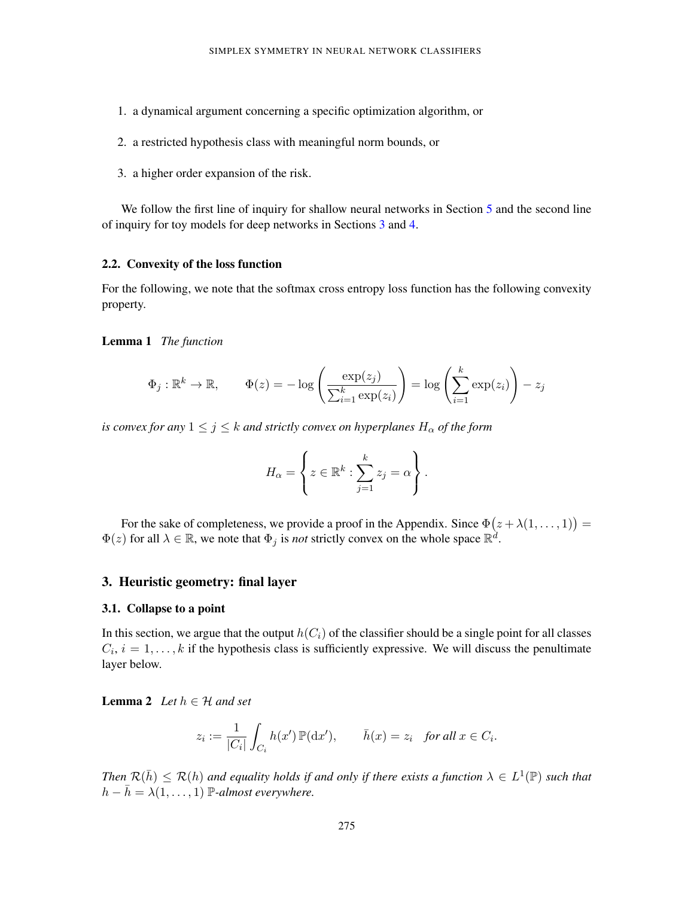1. a dynamical argument concerning a specific optimization algorithm, or
2. a restricted hypothesis class with meaningful norm bounds, or
3. a higher order expansion of the risk.

We follow the first line of inquiry for shallow neural networks in Section 5 and the second line of inquiry for toy models for deep networks in Sections 3 and 4.

### 2.2. Convexity of the loss function

For the following, we note that the softmax cross entropy loss function has the following convexity property.

**Lemma 1** *The function*

$$\Phi_j : \mathbb{R}^k \to \mathbb{R}, \qquad \Phi(z) = -\log\left(\frac{\exp(z_j)}{\sum_{i=1}^k \exp(z_i)}\right) = \log\left(\sum_{i=1}^k \exp(z_i)\right) - z_j$$

*is convex for any $1 \leq j \leq k$ and strictly convex on hyperplanes $H_\alpha$ of the form*

$$H_\alpha = \left\{ z \in \mathbb{R}^k : \sum_{j=1}^k z_j = \alpha \right\}.$$

For the sake of completeness, we provide a proof in the Appendix. Since $\Phi\big(z + \lambda(1, \ldots, 1)\big) = \Phi(z)$ for all $\lambda \in \mathbb{R}$, we note that $\Phi_j$ is *not* strictly convex on the whole space $\mathbb{R}^d$.

## 3. Heuristic geometry: final layer

### 3.1. Collapse to a point

In this section, we argue that the output $h(C_i)$ of the classifier should be a single point for all classes $C_i$, $i = 1, \ldots, k$ if the hypothesis class is sufficiently expressive. We will discuss the penultimate layer below.

**Lemma 2** *Let $h \in \mathcal{H}$ and set*

$$z_i := \frac{1}{|C_i|} \int_{C_i} h(x')\, \mathbb{P}(\mathrm{d}x'), \qquad \bar{h}(x) = z_i \quad \text{for all } x \in C_i.$$

*Then $\mathcal{R}(\bar{h}) \leq \mathcal{R}(h)$ and equality holds if and only if there exists a function $\lambda \in L^1(\mathbb{P})$ such that $h - \bar{h} = \lambda(1, \ldots, 1)$ $\mathbb{P}$-almost everywhere.*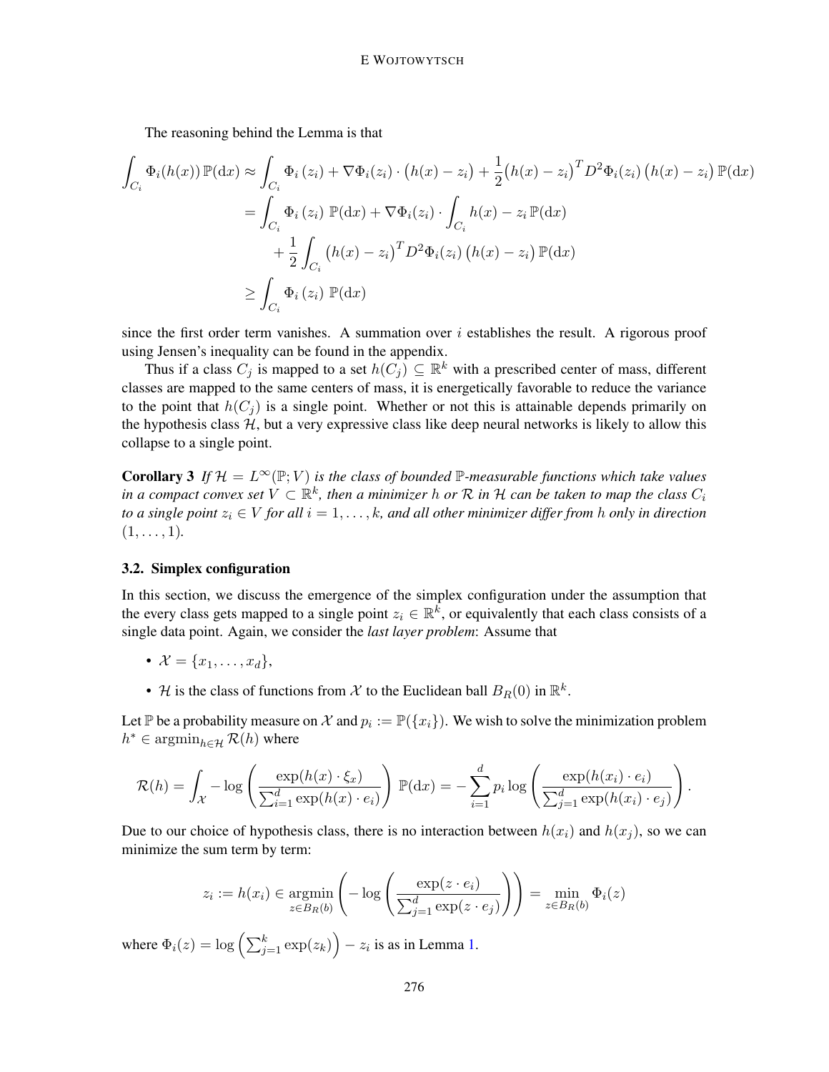The reasoning behind the Lemma is that

$$
\begin{aligned}
\int_{C_i} \Phi_i(h(x))\,\mathbb{P}(\mathrm{d}x) &\approx \int_{C_i} \Phi_i\left(z_i\right) + \nabla\Phi_i(z_i)\cdot\big(h(x)-z_i\big) + \frac{1}{2}\big(h(x)-z_i\big)^T D^2\Phi_i(z_i)\,\big(h(x)-z_i\big)\,\mathbb{P}(\mathrm{d}x)\\
&= \int_{C_i} \Phi_i\left(z_i\right)\,\mathbb{P}(\mathrm{d}x) + \nabla\Phi_i(z_i)\cdot\int_{C_i} h(x)-z_i\,\mathbb{P}(\mathrm{d}x)\\
&\qquad + \frac{1}{2}\int_{C_i}\big(h(x)-z_i\big)^T D^2\Phi_i(z_i)\,\big(h(x)-z_i\big)\,\mathbb{P}(\mathrm{d}x)\\
&\geq \int_{C_i} \Phi_i\left(z_i\right)\,\mathbb{P}(\mathrm{d}x)
\end{aligned}
$$

since the first order term vanishes. A summation over $i$ establishes the result. A rigorous proof using Jensen's inequality can be found in the appendix.

Thus if a class $C_j$ is mapped to a set $h(C_j)\subseteq\mathbb{R}^k$ with a prescribed center of mass, different classes are mapped to the same centers of mass, it is energetically favorable to reduce the variance to the point that $h(C_j)$ is a single point. Whether or not this is attainable depends primarily on the hypothesis class $\mathcal{H}$, but a very expressive class like deep neural networks is likely to allow this collapse to a single point.

**Corollary 3** *If $\mathcal{H}=L^\infty(\mathbb{P};V)$ is the class of bounded $\mathbb{P}$-measurable functions which take values in a compact convex set $V\subset\mathbb{R}^k$, then a minimizer $h$ or $\mathcal{R}$ in $\mathcal{H}$ can be taken to map the class $C_i$ to a single point $z_i\in V$ for all $i=1,\dots,k$, and all other minimizer differ from $h$ only in direction $(1,\dots,1)$.*

### 3.2. Simplex configuration

In this section, we discuss the emergence of the simplex configuration under the assumption that the every class gets mapped to a single point $z_i\in\mathbb{R}^k$, or equivalently that each class consists of a single data point. Again, we consider the *last layer problem*: Assume that

- $\mathcal{X}=\{x_1,\dots,x_d\}$,
- $\mathcal{H}$ is the class of functions from $\mathcal{X}$ to the Euclidean ball $B_R(0)$ in $\mathbb{R}^k$.

Let $\mathbb{P}$ be a probability measure on $\mathcal{X}$ and $p_i:=\mathbb{P}(\{x_i\})$. We wish to solve the minimization problem $h^*\in\operatorname{argmin}_{h\in\mathcal{H}}\mathcal{R}(h)$ where

$$
\mathcal{R}(h)=\int_{\mathcal{X}} -\log\left(\frac{\exp(h(x)\cdot\xi_x)}{\sum_{i=1}^d\exp(h(x)\cdot e_i)}\right)\,\mathbb{P}(\mathrm{d}x) = -\sum_{i=1}^d p_i\log\left(\frac{\exp(h(x_i)\cdot e_i)}{\sum_{j=1}^d\exp(h(x_i)\cdot e_j)}\right).
$$

Due to our choice of hypothesis class, there is no interaction between $h(x_i)$ and $h(x_j)$, so we can minimize the sum term by term:

$$
z_i:=h(x_i)\in\operatorname*{argmin}_{z\in B_R(b)}\left(-\log\left(\frac{\exp(z\cdot e_i)}{\sum_{j=1}^d\exp(z\cdot e_j)}\right)\right)=\min_{z\in B_R(b)}\Phi_i(z)
$$

where $\Phi_i(z)=\log\left(\sum_{j=1}^k\exp(z_k)\right)-z_i$ is as in Lemma 1.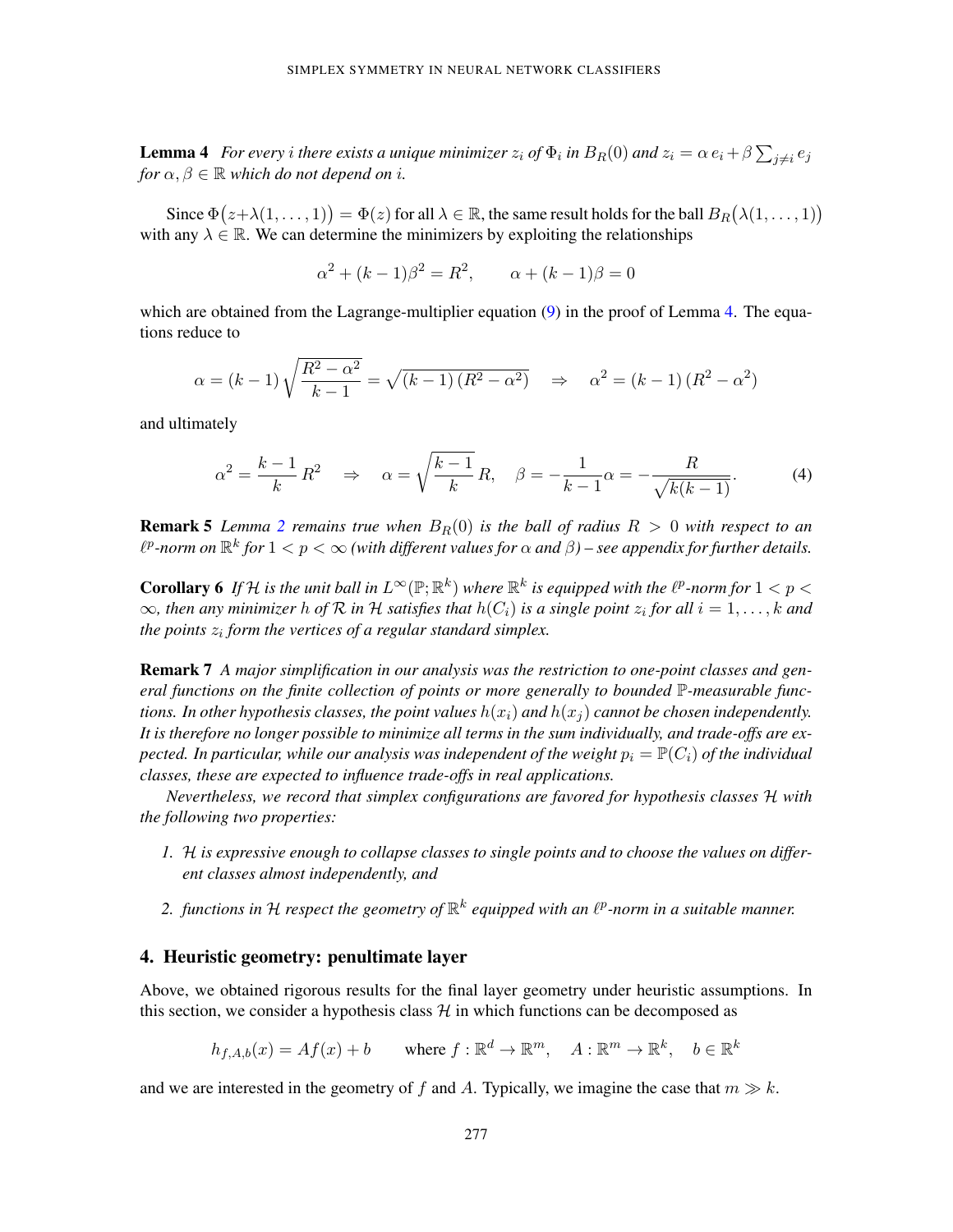**Lemma 4** *For every $i$ there exists a unique minimizer $z_i$ of $\Phi_i$ in $B_R(0)$ and $z_i = \alpha\, e_i + \beta \sum_{j\neq i} e_j$ for $\alpha, \beta \in \mathbb{R}$ which do not depend on $i$.*

Since $\Phi\big(z+\lambda(1,\dots,1)\big) = \Phi(z)$ for all $\lambda \in \mathbb{R}$, the same result holds for the ball $B_R\big(\lambda(1,\dots,1)\big)$ with any $\lambda \in \mathbb{R}$. We can determine the minimizers by exploiting the relationships

$$\alpha^2 + (k-1)\beta^2 = R^2, \qquad \alpha + (k-1)\beta = 0$$

which are obtained from the Lagrange-multiplier equation (9) in the proof of Lemma 4. The equations reduce to

$$\alpha = (k-1)\sqrt{\frac{R^2-\alpha^2}{k-1}} = \sqrt{(k-1)\,(R^2-\alpha^2)} \quad \Rightarrow \quad \alpha^2 = (k-1)\,(R^2-\alpha^2)$$

and ultimately

$$\alpha^2 = \frac{k-1}{k}\,R^2 \quad \Rightarrow \quad \alpha = \sqrt{\frac{k-1}{k}}\,R, \quad \beta = -\frac{1}{k-1}\alpha = -\frac{R}{\sqrt{k(k-1)}}. \tag{4}$$

**Remark 5** *Lemma 2 remains true when $B_R(0)$ is the ball of radius $R > 0$ with respect to an $\ell^p$-norm on $\mathbb{R}^k$ for $1 < p < \infty$ (with different values for $\alpha$ and $\beta$) – see appendix for further details.*

**Corollary 6** *If $\mathcal{H}$ is the unit ball in $L^\infty(\mathbb{P};\mathbb{R}^k)$ where $\mathbb{R}^k$ is equipped with the $\ell^p$-norm for $1 < p < \infty$, then any minimizer $h$ of $\mathcal{R}$ in $\mathcal{H}$ satisfies that $h(C_i)$ is a single point $z_i$ for all $i = 1,\dots,k$ and the points $z_i$ form the vertices of a regular standard simplex.*

**Remark 7** *A major simplification in our analysis was the restriction to one-point classes and general functions on the finite collection of points or more generally to bounded $\mathbb{P}$-measurable functions. In other hypothesis classes, the point values $h(x_i)$ and $h(x_j)$ cannot be chosen independently. It is therefore no longer possible to minimize all terms in the sum individually, and trade-offs are expected. In particular, while our analysis was independent of the weight $p_i = \mathbb{P}(C_i)$ of the individual classes, these are expected to influence trade-offs in real applications.*

*Nevertheless, we record that simplex configurations are favored for hypothesis classes $\mathcal{H}$ with the following two properties:*

1. *$\mathcal{H}$ is expressive enough to collapse classes to single points and to choose the values on different classes almost independently, and*
2. *functions in $\mathcal{H}$ respect the geometry of $\mathbb{R}^k$ equipped with an $\ell^p$-norm in a suitable manner.*

## 4. Heuristic geometry: penultimate layer

Above, we obtained rigorous results for the final layer geometry under heuristic assumptions. In this section, we consider a hypothesis class $\mathcal{H}$ in which functions can be decomposed as

$$h_{f,A,b}(x) = Af(x) + b \qquad \text{where } f : \mathbb{R}^d \to \mathbb{R}^m, \quad A : \mathbb{R}^m \to \mathbb{R}^k, \quad b \in \mathbb{R}^k$$

and we are interested in the geometry of $f$ and $A$. Typically, we imagine the case that $m \gg k$.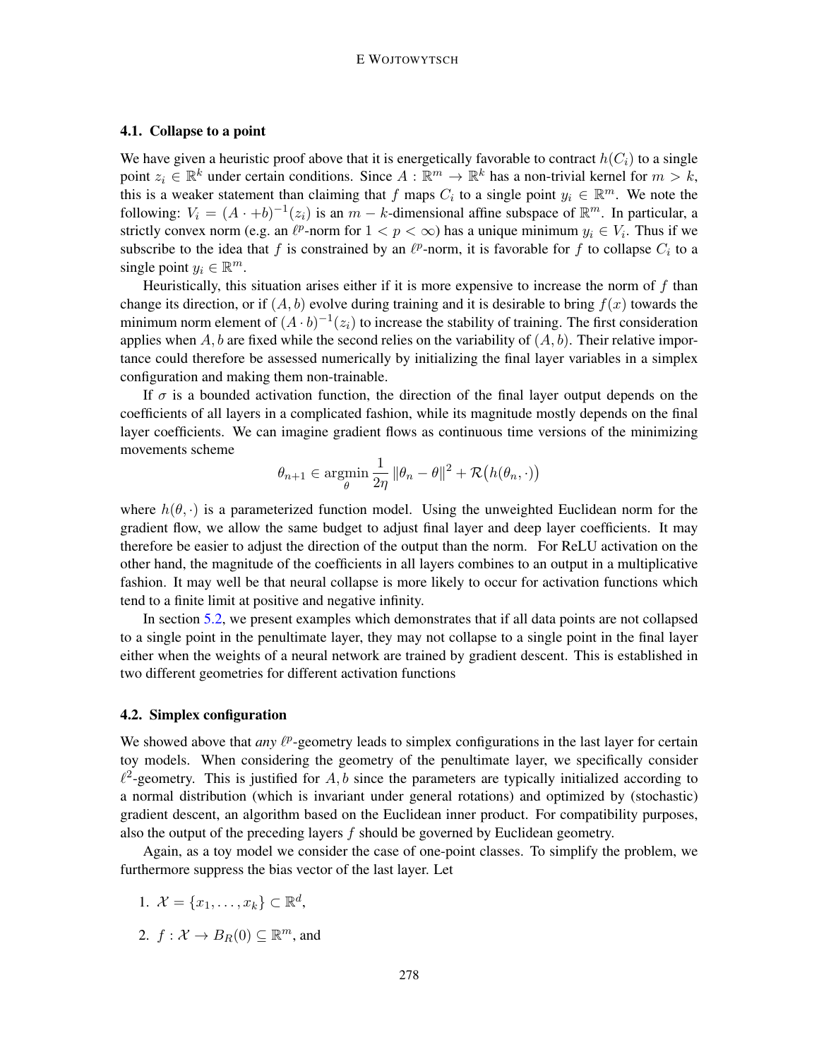### 4.1. Collapse to a point

We have given a heuristic proof above that it is energetically favorable to contract $h(C_i)$ to a single point $z_i \in \mathbb{R}^k$ under certain conditions. Since $A : \mathbb{R}^m \to \mathbb{R}^k$ has a non-trivial kernel for $m > k$, this is a weaker statement than claiming that $f$ maps $C_i$ to a single point $y_i \in \mathbb{R}^m$. We note the following: $V_i = (A \cdot +b)^{-1}(z_i)$ is an $m-k$-dimensional affine subspace of $\mathbb{R}^m$. In particular, a strictly convex norm (e.g. an $\ell^p$-norm for $1 < p < \infty$) has a unique minimum $y_i \in V_i$. Thus if we subscribe to the idea that $f$ is constrained by an $\ell^p$-norm, it is favorable for $f$ to collapse $C_i$ to a single point $y_i \in \mathbb{R}^m$.

Heuristically, this situation arises either if it is more expensive to increase the norm of $f$ than change its direction, or if $(A, b)$ evolve during training and it is desirable to bring $f(x)$ towards the minimum norm element of $(A \cdot b)^{-1}(z_i)$ to increase the stability of training. The first consideration applies when $A, b$ are fixed while the second relies on the variability of $(A, b)$. Their relative importance could therefore be assessed numerically by initializing the final layer variables in a simplex configuration and making them non-trainable.

If $\sigma$ is a bounded activation function, the direction of the final layer output depends on the coefficients of all layers in a complicated fashion, while its magnitude mostly depends on the final layer coefficients. We can imagine gradient flows as continuous time versions of the minimizing movements scheme

$$\theta_{n+1} \in \operatorname*{argmin}_{\theta} \frac{1}{2\eta} \|\theta_n - \theta\|^2 + \mathcal{R}\big(h(\theta_n, \cdot)\big)$$

where $h(\theta, \cdot)$ is a parameterized function model. Using the unweighted Euclidean norm for the gradient flow, we allow the same budget to adjust final layer and deep layer coefficients. It may therefore be easier to adjust the direction of the output than the norm. For ReLU activation on the other hand, the magnitude of the coefficients in all layers combines to an output in a multiplicative fashion. It may well be that neural collapse is more likely to occur for activation functions which tend to a finite limit at positive and negative infinity.

In section 5.2, we present examples which demonstrates that if all data points are not collapsed to a single point in the penultimate layer, they may not collapse to a single point in the final layer either when the weights of a neural network are trained by gradient descent. This is established in two different geometries for different activation functions

### 4.2. Simplex configuration

We showed above that *any* $\ell^p$-geometry leads to simplex configurations in the last layer for certain toy models. When considering the geometry of the penultimate layer, we specifically consider $\ell^2$-geometry. This is justified for $A, b$ since the parameters are typically initialized according to a normal distribution (which is invariant under general rotations) and optimized by (stochastic) gradient descent, an algorithm based on the Euclidean inner product. For compatibility purposes, also the output of the preceding layers $f$ should be governed by Euclidean geometry.

Again, as a toy model we consider the case of one-point classes. To simplify the problem, we furthermore suppress the bias vector of the last layer. Let

1. $\mathcal{X} = \{x_1, \ldots, x_k\} \subset \mathbb{R}^d$,

2. $f : \mathcal{X} \to B_R(0) \subseteq \mathbb{R}^m$, and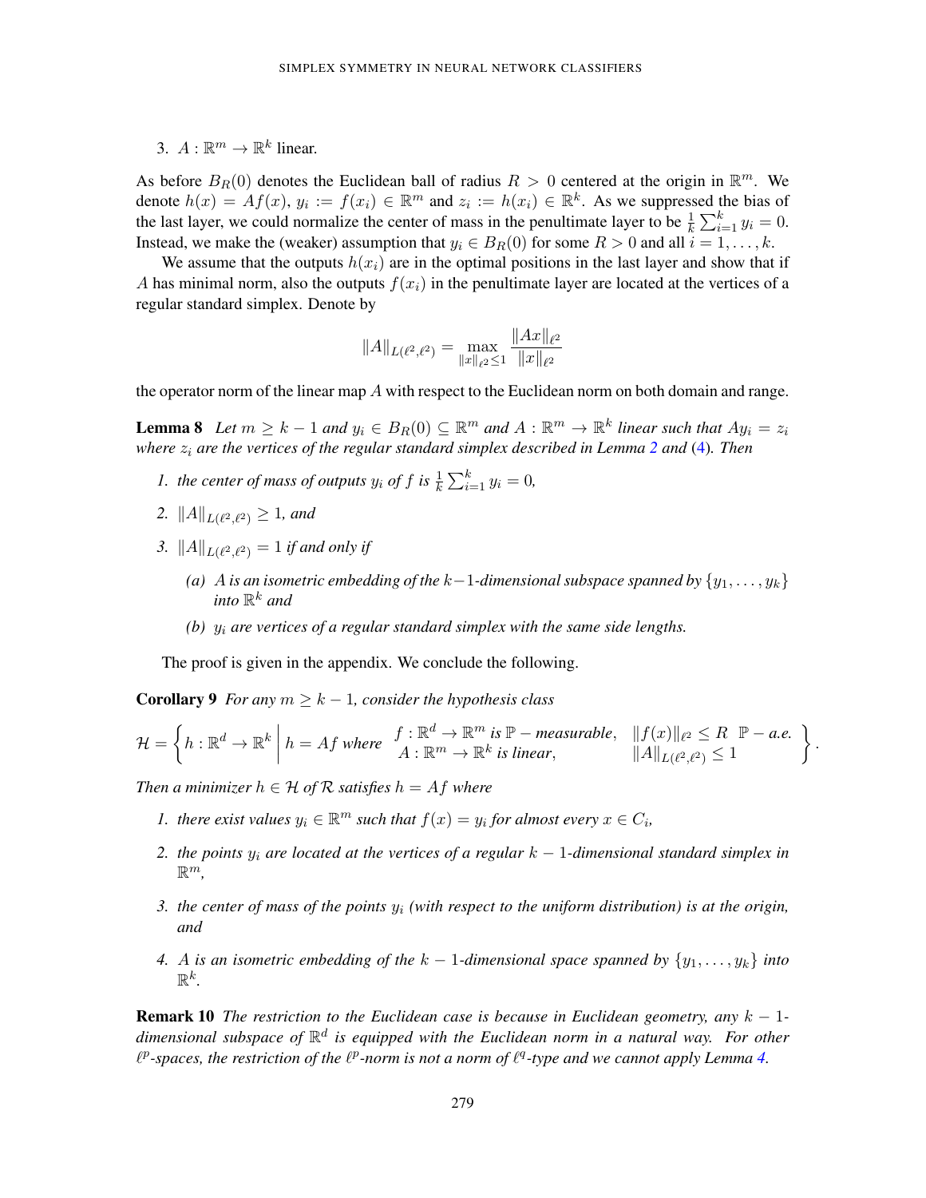3. $A : \mathbb{R}^m \to \mathbb{R}^k$ linear.

As before $B_R(0)$ denotes the Euclidean ball of radius $R > 0$ centered at the origin in $\mathbb{R}^m$. We denote $h(x) = Af(x)$, $y_i := f(x_i) \in \mathbb{R}^m$ and $z_i := h(x_i) \in \mathbb{R}^k$. As we suppressed the bias of the last layer, we could normalize the center of mass in the penultimate layer to be $\frac{1}{k}\sum_{i=1}^k y_i = 0$. Instead, we make the (weaker) assumption that $y_i \in B_R(0)$ for some $R > 0$ and all $i = 1, \ldots, k$.

We assume that the outputs $h(x_i)$ are in the optimal positions in the last layer and show that if $A$ has minimal norm, also the outputs $f(x_i)$ in the penultimate layer are located at the vertices of a regular standard simplex. Denote by

$$\|A\|_{L(\ell^2,\ell^2)} = \max_{\|x\|_{\ell^2}\leq 1} \frac{\|Ax\|_{\ell^2}}{\|x\|_{\ell^2}}$$

the operator norm of the linear map $A$ with respect to the Euclidean norm on both domain and range.

**Lemma 8** *Let $m \geq k-1$ and $y_i \in B_R(0) \subseteq \mathbb{R}^m$ and $A : \mathbb{R}^m \to \mathbb{R}^k$ linear such that $Ay_i = z_i$ where $z_i$ are the vertices of the regular standard simplex described in Lemma 2 and (4). Then*

1. *the center of mass of outputs $y_i$ of $f$ is $\frac{1}{k}\sum_{i=1}^k y_i = 0$,*
2. *$\|A\|_{L(\ell^2,\ell^2)} \geq 1$, and*
3. *$\|A\|_{L(\ell^2,\ell^2)} = 1$ if and only if*
   - *(a) $A$ is an isometric embedding of the $k-1$-dimensional subspace spanned by $\{y_1, \ldots, y_k\}$ into $\mathbb{R}^k$ and*
   - *(b) $y_i$ are vertices of a regular standard simplex with the same side lengths.*

The proof is given in the appendix. We conclude the following.

**Corollary 9** *For any $m \geq k-1$, consider the hypothesis class*

$$\mathcal{H} = \left\{ h : \mathbb{R}^d \to \mathbb{R}^k \,\middle|\, h = Af \text{ where } \begin{array}{ll} f : \mathbb{R}^d \to \mathbb{R}^m \text{ is } \mathbb{P}-\text{measurable}, & \|f(x)\|_{\ell^2} \leq R \;\; \mathbb{P}-a.e. \\ A : \mathbb{R}^m \to \mathbb{R}^k \text{ is linear}, & \|A\|_{L(\ell^2,\ell^2)} \leq 1 \end{array} \right\}.$$

*Then a minimizer $h \in \mathcal{H}$ of $\mathcal{R}$ satisfies $h = Af$ where*

1. *there exist values $y_i \in \mathbb{R}^m$ such that $f(x) = y_i$ for almost every $x \in C_i$,*
2. *the points $y_i$ are located at the vertices of a regular $k-1$-dimensional standard simplex in $\mathbb{R}^m$,*
3. *the center of mass of the points $y_i$ (with respect to the uniform distribution) is at the origin, and*
4. *$A$ is an isometric embedding of the $k-1$-dimensional space spanned by $\{y_1, \ldots, y_k\}$ into $\mathbb{R}^k$.*

**Remark 10** *The restriction to the Euclidean case is because in Euclidean geometry, any $k-1$-dimensional subspace of $\mathbb{R}^d$ is equipped with the Euclidean norm in a natural way. For other $\ell^p$-spaces, the restriction of the $\ell^p$-norm is not a norm of $\ell^q$-type and we cannot apply Lemma 4.*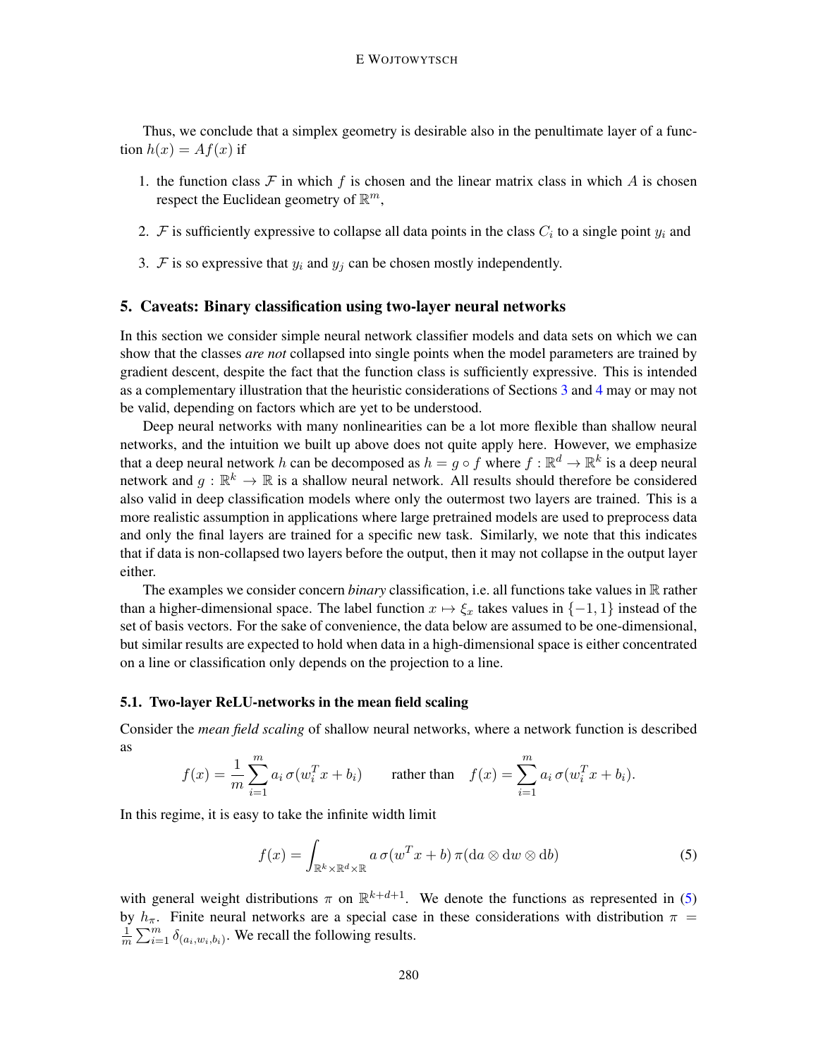Thus, we conclude that a simplex geometry is desirable also in the penultimate layer of a function $h(x) = Af(x)$ if

1. the function class $\mathcal{F}$ in which $f$ is chosen and the linear matrix class in which $A$ is chosen respect the Euclidean geometry of $\mathbb{R}^m$,
2. $\mathcal{F}$ is sufficiently expressive to collapse all data points in the class $C_i$ to a single point $y_i$ and
3. $\mathcal{F}$ is so expressive that $y_i$ and $y_j$ can be chosen mostly independently.

## 5. Caveats: Binary classification using two-layer neural networks

In this section we consider simple neural network classifier models and data sets on which we can show that the classes *are not* collapsed into single points when the model parameters are trained by gradient descent, despite the fact that the function class is sufficiently expressive. This is intended as a complementary illustration that the heuristic considerations of Sections 3 and 4 may or may not be valid, depending on factors which are yet to be understood.

Deep neural networks with many nonlinearities can be a lot more flexible than shallow neural networks, and the intuition we built up above does not quite apply here. However, we emphasize that a deep neural network $h$ can be decomposed as $h = g \circ f$ where $f : \mathbb{R}^d \to \mathbb{R}^k$ is a deep neural network and $g : \mathbb{R}^k \to \mathbb{R}$ is a shallow neural network. All results should therefore be considered also valid in deep classification models where only the outermost two layers are trained. This is a more realistic assumption in applications where large pretrained models are used to preprocess data and only the final layers are trained for a specific new task. Similarly, we note that this indicates that if data is non-collapsed two layers before the output, then it may not collapse in the output layer either.

The examples we consider concern *binary* classification, i.e. all functions take values in $\mathbb{R}$ rather than a higher-dimensional space. The label function $x \mapsto \xi_x$ takes values in $\{-1, 1\}$ instead of the set of basis vectors. For the sake of convenience, the data below are assumed to be one-dimensional, but similar results are expected to hold when data in a high-dimensional space is either concentrated on a line or classification only depends on the projection to a line.

### 5.1. Two-layer ReLU-networks in the mean field scaling

Consider the *mean field scaling* of shallow neural networks, where a network function is described as

$$f(x) = \frac{1}{m}\sum_{i=1}^m a_i\, \sigma(w_i^T x + b_i) \qquad \text{rather than} \quad f(x) = \sum_{i=1}^m a_i\, \sigma(w_i^T x + b_i).$$

In this regime, it is easy to take the infinite width limit

$$f(x) = \int_{\mathbb{R}^k \times \mathbb{R}^d \times \mathbb{R}} a\, \sigma(w^T x + b)\, \pi(\mathrm{d}a \otimes \mathrm{d}w \otimes \mathrm{d}b) \tag{5}$$

with general weight distributions $\pi$ on $\mathbb{R}^{k+d+1}$. We denote the functions as represented in (5) by $h_\pi$. Finite neural networks are a special case in these considerations with distribution $\pi = \frac{1}{m}\sum_{i=1}^m \delta_{(a_i, w_i, b_i)}$. We recall the following results.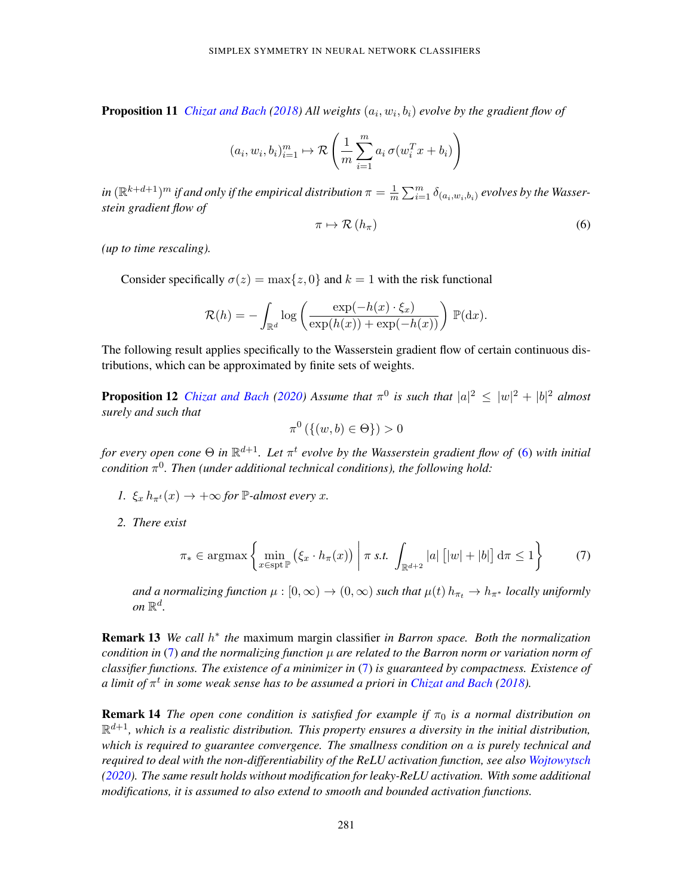**Proposition 11** *Chizat and Bach (2018) All weights $(a_i, w_i, b_i)$ evolve by the gradient flow of*

$$(a_i, w_i, b_i)_{i=1}^m \mapsto \mathcal{R}\left(\frac{1}{m}\sum_{i=1}^m a_i\,\sigma(w_i^T x + b_i)\right)$$

*in $(\mathbb{R}^{k+d+1})^m$ if and only if the empirical distribution $\pi = \frac{1}{m}\sum_{i=1}^m \delta_{(a_i,w_i,b_i)}$ evolves by the Wasserstein gradient flow of*

$$\pi \mapsto \mathcal{R}\left(h_\pi\right) \tag{6}$$

*(up to time rescaling).*

Consider specifically $\sigma(z) = \max\{z, 0\}$ and $k = 1$ with the risk functional

$$\mathcal{R}(h) = -\int_{\mathbb{R}^d} \log\left(\frac{\exp(-h(x)\cdot\xi_x)}{\exp(h(x)) + \exp(-h(x))}\right)\,\mathbb{P}(\mathrm{d}x).$$

The following result applies specifically to the Wasserstein gradient flow of certain continuous distributions, which can be approximated by finite sets of weights.

**Proposition 12** *Chizat and Bach (2020) Assume that $\pi^0$ is such that $|a|^2 \leq |w|^2 + |b|^2$ almost surely and such that*

$$\pi^0\left(\{(w,b) \in \Theta\}\right) > 0$$

*for every open cone $\Theta$ in $\mathbb{R}^{d+1}$. Let $\pi^t$ evolve by the Wasserstein gradient flow of (6) with initial condition $\pi^0$. Then (under additional technical conditions), the following hold:*

1. *$\xi_x\, h_{\pi^t}(x) \to +\infty$ for $\mathbb{P}$-almost every $x$.*
2. *There exist*

$$\pi_* \in \operatorname{argmax}\left\{\min_{x\in\operatorname{spt}\mathbb{P}}\left(\xi_x \cdot h_\pi(x)\right)\;\middle|\; \pi \text{ s.t. } \int_{\mathbb{R}^{d+2}} |a|\,\big[|w| + |b|\big]\,\mathrm{d}\pi \leq 1\right\} \tag{7}$$

   *and a normalizing function $\mu : [0,\infty) \to (0,\infty)$ such that $\mu(t)\, h_{\pi_t} \to h_{\pi^*}$ locally uniformly on $\mathbb{R}^d$.*

**Remark 13** *We call $h^*$ the* maximum margin classifier *in Barron space. Both the normalization condition in (7) and the normalizing function $\mu$ are related to the Barron norm or variation norm of classifier functions. The existence of a minimizer in (7) is guaranteed by compactness. Existence of a limit of $\pi^t$ in some weak sense has to be assumed a priori in Chizat and Bach (2018).*

**Remark 14** *The open cone condition is satisfied for example if $\pi_0$ is a normal distribution on $\mathbb{R}^{d+1}$, which is a realistic distribution. This property ensures a diversity in the initial distribution, which is required to guarantee convergence. The smallness condition on $a$ is purely technical and required to deal with the non-differentiability of the ReLU activation function, see also Wojtowytsch (2020). The same result holds without modification for leaky-ReLU activation. With some additional modifications, it is assumed to also extend to smooth and bounded activation functions.*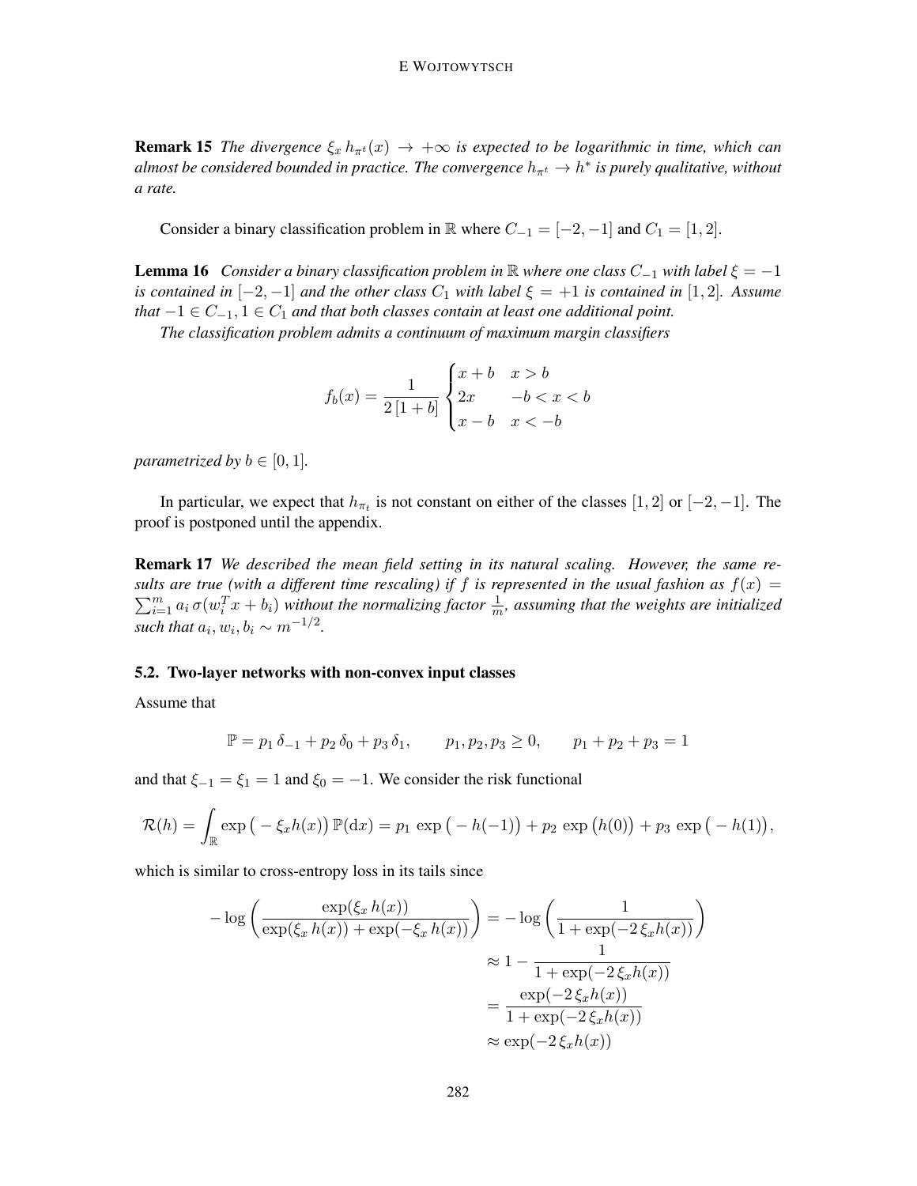**Remark 15** *The divergence $\xi_x\, h_{\pi^t}(x) \to +\infty$ is expected to be logarithmic in time, which can almost be considered bounded in practice. The convergence $h_{\pi^t} \to h^*$ is purely qualitative, without a rate.*

Consider a binary classification problem in $\mathbb{R}$ where $C_{-1} = [-2,-1]$ and $C_1 = [1,2]$.

**Lemma 16** *Consider a binary classification problem in $\mathbb{R}$ where one class $C_{-1}$ with label $\xi = -1$ is contained in $[-2,-1]$ and the other class $C_1$ with label $\xi = +1$ is contained in $[1,2]$. Assume that $-1 \in C_{-1}, 1 \in C_1$ and that both classes contain at least one additional point.*

*The classification problem admits a continuum of maximum margin classifiers*

$$f_b(x) = \frac{1}{2\,[1+b]}\begin{cases} x+b & x > b\\ 2x & -b < x < b\\ x-b & x < -b\end{cases}$$

*parametrized by $b \in [0,1]$.*

In particular, we expect that $h_{\pi_t}$ is not constant on either of the classes $[1,2]$ or $[-2,-1]$. The proof is postponed until the appendix.

**Remark 17** *We described the mean field setting in its natural scaling. However, the same results are true (with a different time rescaling) if $f$ is represented in the usual fashion as $f(x) = \sum_{i=1}^m a_i\,\sigma(w_i^T x + b_i)$ without the normalizing factor $\frac{1}{m}$, assuming that the weights are initialized such that $a_i, w_i, b_i \sim m^{-1/2}$.*

### 5.2. Two-layer networks with non-convex input classes

Assume that

$$\mathbb{P} = p_1\,\delta_{-1} + p_2\,\delta_0 + p_3\,\delta_1, \qquad p_1,p_2,p_3 \geq 0, \qquad p_1+p_2+p_3 = 1$$

and that $\xi_{-1} = \xi_1 = 1$ and $\xi_0 = -1$. We consider the risk functional

$$\mathcal{R}(h) = \int_{\mathbb{R}} \exp\big(-\xi_x h(x)\big)\,\mathbb{P}(\mathrm{d}x) = p_1\,\exp\big(-h(-1)\big) + p_2\,\exp\big(h(0)\big) + p_3\,\exp\big(-h(1)\big),$$

which is similar to cross-entropy loss in its tails since

$$\begin{aligned}
-\log\left(\frac{\exp(\xi_x\,h(x))}{\exp(\xi_x\,h(x)) + \exp(-\xi_x\,h(x))}\right) &= -\log\left(\frac{1}{1+\exp(-2\,\xi_x h(x))}\right)\\
&\approx 1 - \frac{1}{1+\exp(-2\,\xi_x h(x))}\\
&= \frac{\exp(-2\,\xi_x h(x))}{1+\exp(-2\,\xi_x h(x))}\\
&\approx \exp(-2\,\xi_x h(x))
\end{aligned}$$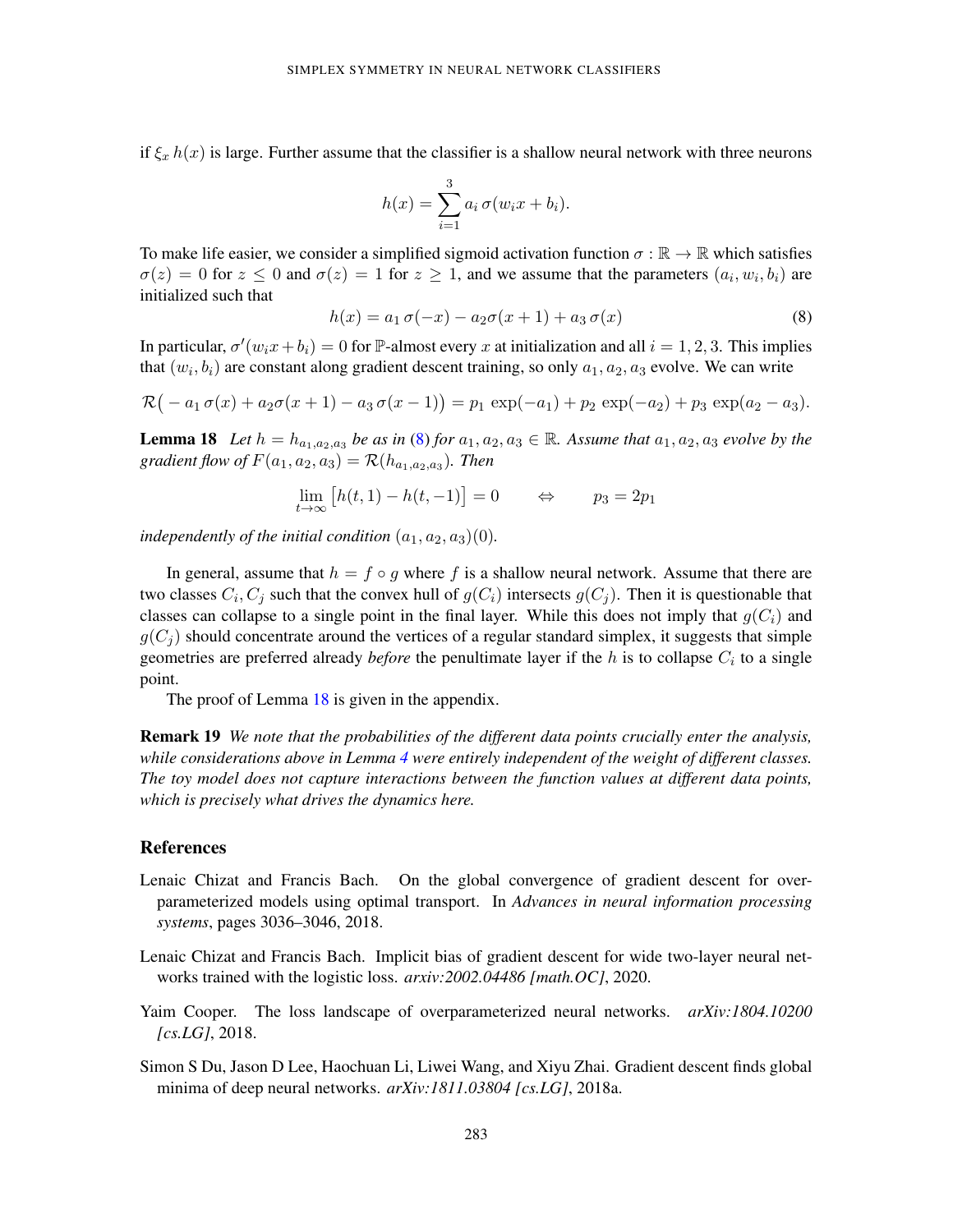if $\xi_x\, h(x)$ is large. Further assume that the classifier is a shallow neural network with three neurons

$$h(x) = \sum_{i=1}^{3} a_i\, \sigma(w_i x + b_i).$$

To make life easier, we consider a simplified sigmoid activation function $\sigma : \mathbb{R} \to \mathbb{R}$ which satisfies $\sigma(z) = 0$ for $z \leq 0$ and $\sigma(z) = 1$ for $z \geq 1$, and we assume that the parameters $(a_i, w_i, b_i)$ are initialized such that

$$h(x) = a_1\, \sigma(-x) - a_2 \sigma(x+1) + a_3\, \sigma(x) \tag{8}$$

In particular, $\sigma'(w_i x + b_i) = 0$ for $\mathbb{P}$-almost every $x$ at initialization and all $i = 1, 2, 3$. This implies that $(w_i, b_i)$ are constant along gradient descent training, so only $a_1, a_2, a_3$ evolve. We can write

$$\mathcal{R}\big( - a_1\, \sigma(x) + a_2 \sigma(x+1) - a_3\, \sigma(x-1)\big) = p_1\, \exp(-a_1) + p_2\, \exp(-a_2) + p_3\, \exp(a_2 - a_3).$$

**Lemma 18** *Let $h = h_{a_1,a_2,a_3}$ be as in (8) for $a_1, a_2, a_3 \in \mathbb{R}$. Assume that $a_1, a_2, a_3$ evolve by the gradient flow of $F(a_1, a_2, a_3) = \mathcal{R}(h_{a_1,a_2,a_3})$. Then*

$$\lim_{t\to\infty} \big[h(t, 1) - h(t, -1)\big] = 0 \qquad \Leftrightarrow \qquad p_3 = 2p_1$$

*independently of the initial condition $(a_1, a_2, a_3)(0)$.*

In general, assume that $h = f \circ g$ where $f$ is a shallow neural network. Assume that there are two classes $C_i, C_j$ such that the convex hull of $g(C_i)$ intersects $g(C_j)$. Then it is questionable that classes can collapse to a single point in the final layer. While this does not imply that $g(C_i)$ and $g(C_j)$ should concentrate around the vertices of a regular standard simplex, it suggests that simple geometries are preferred already *before* the penultimate layer if the $h$ is to collapse $C_i$ to a single point.

The proof of Lemma 18 is given in the appendix.

**Remark 19** *We note that the probabilities of the different data points crucially enter the analysis, while considerations above in Lemma 4 were entirely independent of the weight of different classes. The toy model does not capture interactions between the function values at different data points, which is precisely what drives the dynamics here.*

## References

Lenaic Chizat and Francis Bach. On the global convergence of gradient descent for over-parameterized models using optimal transport. In *Advances in neural information processing systems*, pages 3036–3046, 2018.

Lenaic Chizat and Francis Bach. Implicit bias of gradient descent for wide two-layer neural networks trained with the logistic loss. *arxiv:2002.04486 [math.OC]*, 2020.

Yaim Cooper. The loss landscape of overparameterized neural networks. *arXiv:1804.10200 [cs.LG]*, 2018.

Simon S Du, Jason D Lee, Haochuan Li, Liwei Wang, and Xiyu Zhai. Gradient descent finds global minima of deep neural networks. *arXiv:1811.03804 [cs.LG]*, 2018a.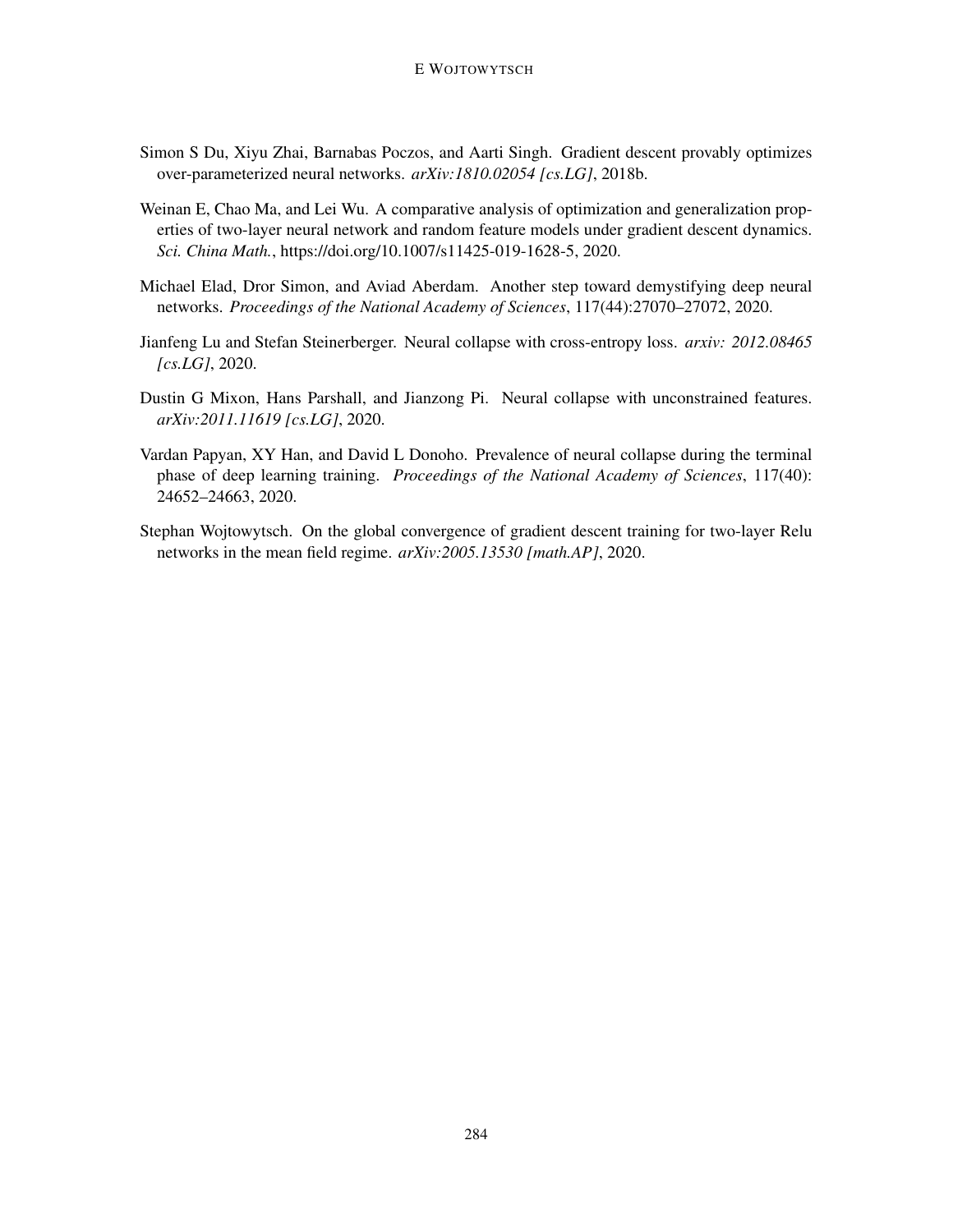Simon S Du, Xiyu Zhai, Barnabas Poczos, and Aarti Singh. Gradient descent provably optimizes over-parameterized neural networks. *arXiv:1810.02054 [cs.LG]*, 2018b.

Weinan E, Chao Ma, and Lei Wu. A comparative analysis of optimization and generalization properties of two-layer neural network and random feature models under gradient descent dynamics. *Sci. China Math.*, https://doi.org/10.1007/s11425-019-1628-5, 2020.

Michael Elad, Dror Simon, and Aviad Aberdam. Another step toward demystifying deep neural networks. *Proceedings of the National Academy of Sciences*, 117(44):27070–27072, 2020.

Jianfeng Lu and Stefan Steinerberger. Neural collapse with cross-entropy loss. *arxiv: 2012.08465 [cs.LG]*, 2020.

Dustin G Mixon, Hans Parshall, and Jianzong Pi. Neural collapse with unconstrained features. *arXiv:2011.11619 [cs.LG]*, 2020.

Vardan Papyan, XY Han, and David L Donoho. Prevalence of neural collapse during the terminal phase of deep learning training. *Proceedings of the National Academy of Sciences*, 117(40): 24652–24663, 2020.

Stephan Wojtowytsch. On the global convergence of gradient descent training for two-layer Relu networks in the mean field regime. *arXiv:2005.13530 [math.AP]*, 2020.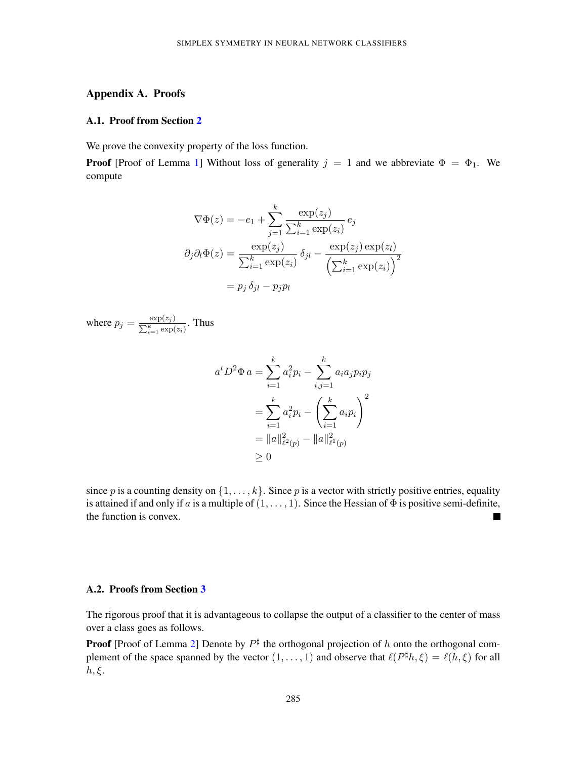## Appendix A. Proofs

### A.1. Proof from Section 2

We prove the convexity property of the loss function.

**Proof** [Proof of Lemma 1] Without loss of generality $j = 1$ and we abbreviate $\Phi = \Phi_1$. We compute

$$
\begin{aligned}
\nabla\Phi(z) &= -e_1 + \sum_{j=1}^{k} \frac{\exp(z_j)}{\sum_{i=1}^{k}\exp(z_i)}\, e_j \\
\partial_j\partial_l\Phi(z) &= \frac{\exp(z_j)}{\sum_{i=1}^{k}\exp(z_i)}\,\delta_{jl} - \frac{\exp(z_j)\exp(z_l)}{\left(\sum_{i=1}^{k}\exp(z_i)\right)^2} \\
&= p_j\,\delta_{jl} - p_j p_l
\end{aligned}
$$

where $p_j = \frac{\exp(z_j)}{\sum_{i=1}^{k}\exp(z_i)}$. Thus

$$
\begin{aligned}
a^t D^2\Phi\, a &= \sum_{i=1}^{k} a_i^2 p_i - \sum_{i,j=1}^{k} a_i a_j p_i p_j \\
&= \sum_{i=1}^{k} a_i^2 p_i - \left(\sum_{i=1}^{k} a_i p_i\right)^2 \\
&= \|a\|_{\ell^2(p)}^2 - \|a\|_{\ell^1(p)}^2 \\
&\geq 0
\end{aligned}
$$

since $p$ is a counting density on $\{1,\dots,k\}$. Since $p$ is a vector with strictly positive entries, equality is attained if and only if $a$ is a multiple of $(1,\dots,1)$. Since the Hessian of $\Phi$ is positive semi-definite, the function is convex. ■

### A.2. Proofs from Section 3

The rigorous proof that it is advantageous to collapse the output of a classifier to the center of mass over a class goes as follows.

**Proof** [Proof of Lemma 2] Denote by $P^\sharp$ the orthogonal projection of $h$ onto the orthogonal complement of the space spanned by the vector $(1,\dots,1)$ and observe that $\ell(P^\sharp h, \xi) = \ell(h, \xi)$ for all $h, \xi$.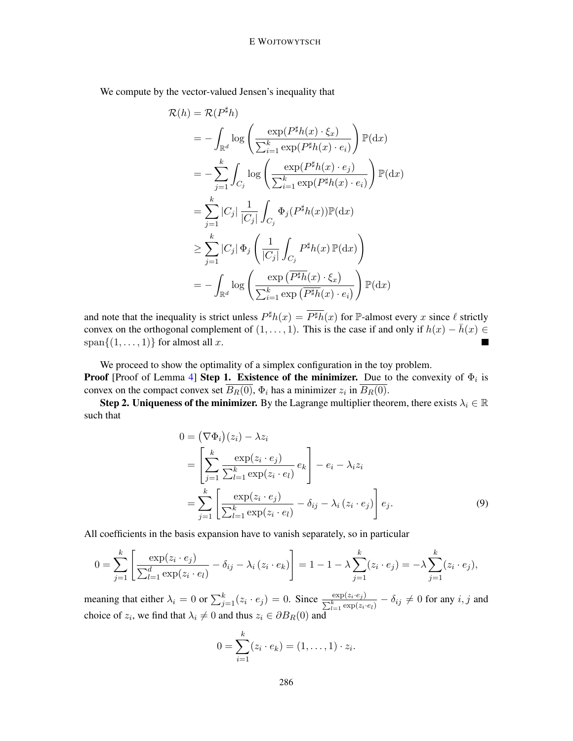We compute by the vector-valued Jensen's inequality that

$$
\begin{aligned}
\mathcal{R}(h) &= \mathcal{R}(P^\sharp h) \\
&= -\int_{\mathbb{R}^d} \log\left(\frac{\exp(P^\sharp h(x)\cdot \xi_x)}{\sum_{i=1}^k \exp(P^\sharp h(x)\cdot e_i)}\right)\mathbb{P}(\mathrm{d}x) \\
&= -\sum_{j=1}^k \int_{C_j} \log\left(\frac{\exp(P^\sharp h(x)\cdot e_j)}{\sum_{i=1}^k \exp(P^\sharp h(x)\cdot e_i)}\right)\mathbb{P}(\mathrm{d}x) \\
&= \sum_{j=1}^k |C_j|\,\frac{1}{|C_j|}\int_{C_j}\Phi_j(P^\sharp h(x))\mathbb{P}(\mathrm{d}x) \\
&\geq \sum_{j=1}^k |C_j|\,\Phi_j\left(\frac{1}{|C_j|}\int_{C_j} P^\sharp h(x)\,\mathbb{P}(\mathrm{d}x)\right) \\
&= -\int_{\mathbb{R}^d}\log\left(\frac{\exp\left(\overline{P^\sharp h}(x)\cdot\xi_x\right)}{\sum_{i=1}^k \exp\left(\overline{P^\sharp h}(x)\cdot e_i\right)}\right)\mathbb{P}(\mathrm{d}x)
\end{aligned}
$$

and note that the inequality is strict unless $P^\sharp h(x) = \overline{P^\sharp h}(x)$ for $\mathbb{P}$-almost every $x$ since $\ell$ strictly convex on the orthogonal complement of $(1,\dots,1)$. This is the case if and only if $h(x) - \bar h(x) \in \mathrm{span}\{(1,\dots,1)\}$ for almost all $x$. ■

We proceed to show the optimality of a simplex configuration in the toy problem.

**Proof** [Proof of Lemma 4] **Step 1. Existence of the minimizer.** Due to the convexity of $\Phi_i$ is convex on the compact convex set $\overline{B_R(0)}$, $\Phi_i$ has a minimizer $z_i$ in $\overline{B_R(0)}$.

**Step 2. Uniqueness of the minimizer.** By the Lagrange multiplier theorem, there exists $\lambda_i \in \mathbb{R}$ such that

$$
\begin{aligned}
0 &= \big(\nabla\Phi_i\big)(z_i) - \lambda z_i \\
&= \left[\sum_{j=1}^k \frac{\exp(z_i\cdot e_j)}{\sum_{l=1}^k \exp(z_i\cdot e_l)}\,e_k\right] - e_i - \lambda_i z_i \\
&= \sum_{j=1}^k \left[\frac{\exp(z_i\cdot e_j)}{\sum_{l=1}^k \exp(z_i\cdot e_l)} - \delta_{ij} - \lambda_i\,(z_i\cdot e_j)\right] e_j. \qquad (9)
\end{aligned}
$$

All coefficients in the basis expansion have to vanish separately, so in particular

$$
0 = \sum_{j=1}^k \left[\frac{\exp(z_i\cdot e_j)}{\sum_{l=1}^d \exp(z_i\cdot e_l)} - \delta_{ij} - \lambda_i\,(z_i\cdot e_k)\right] = 1 - 1 - \lambda\sum_{j=1}^k (z_i\cdot e_j) = -\lambda\sum_{j=1}^k (z_i\cdot e_j),
$$

meaning that either $\lambda_i = 0$ or $\sum_{j=1}^k (z_i\cdot e_j) = 0$. Since $\frac{\exp(z_i\cdot e_j)}{\sum_{l=1}^k \exp(z_i\cdot e_l)} - \delta_{ij} \neq 0$ for any $i, j$ and choice of $z_i$, we find that $\lambda_i \neq 0$ and thus $z_i \in \partial B_R(0)$ and

$$
0 = \sum_{i=1}^k (z_i\cdot e_k) = (1,\dots,1)\cdot z_i.
$$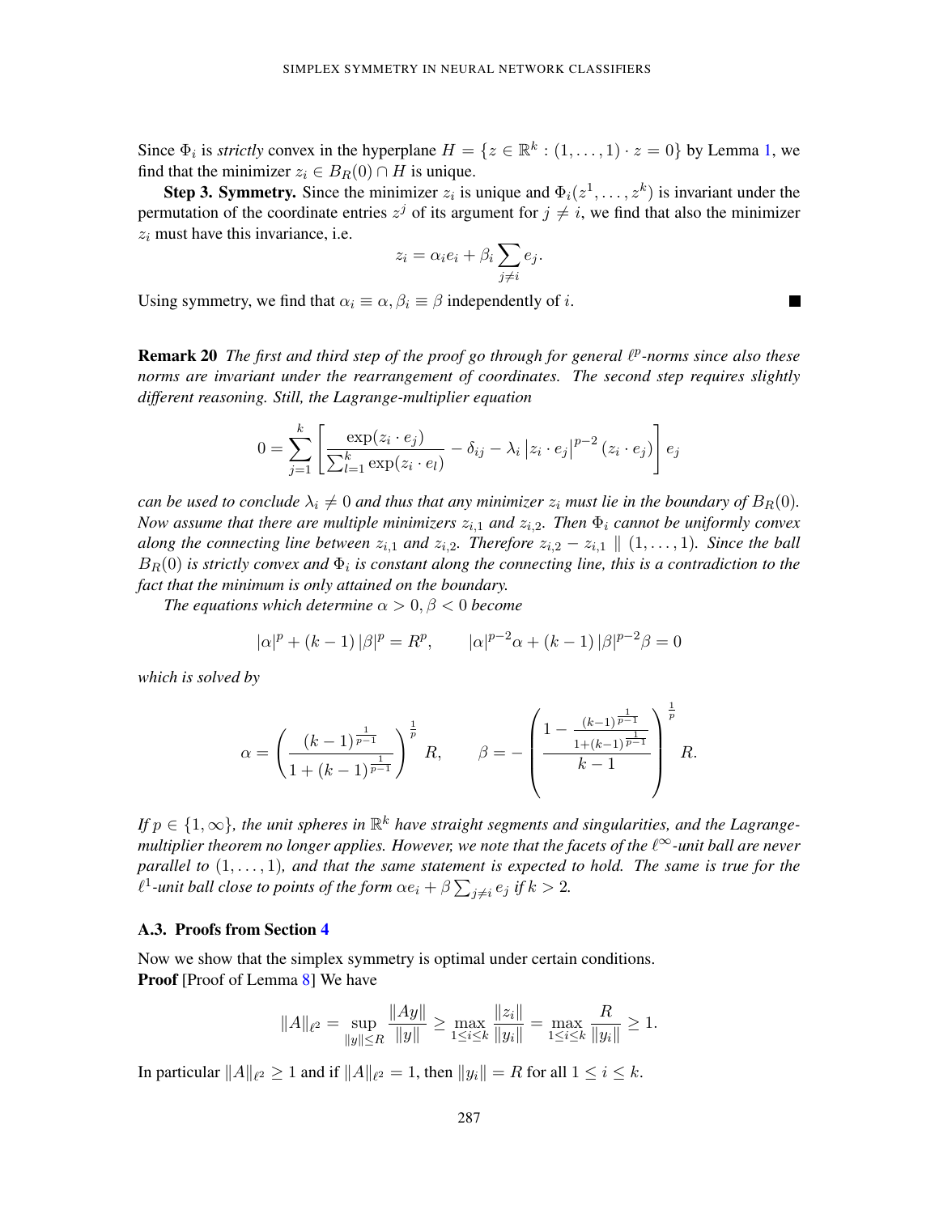Since $\Phi_i$ is *strictly* convex in the hyperplane $H = \{z \in \mathbb{R}^k : (1, \ldots, 1) \cdot z = 0\}$ by Lemma 1, we find that the minimizer $z_i \in B_R(0) \cap H$ is unique.

**Step 3. Symmetry.** Since the minimizer $z_i$ is unique and $\Phi_i(z^1, \ldots, z^k)$ is invariant under the permutation of the coordinate entries $z^j$ of its argument for $j \neq i$, we find that also the minimizer $z_i$ must have this invariance, i.e.

$$z_i = \alpha_i e_i + \beta_i \sum_{j \neq i} e_j.$$

Using symmetry, we find that $\alpha_i \equiv \alpha, \beta_i \equiv \beta$ independently of $i$. ■

**Remark 20** *The first and third step of the proof go through for general $\ell^p$-norms since also these norms are invariant under the rearrangement of coordinates. The second step requires slightly different reasoning. Still, the Lagrange-multiplier equation*

$$0 = \sum_{j=1}^{k} \left[ \frac{\exp(z_i \cdot e_j)}{\sum_{l=1}^{k} \exp(z_i \cdot e_l)} - \delta_{ij} - \lambda_i \left| z_i \cdot e_j \right|^{p-2} (z_i \cdot e_j) \right] e_j$$

*can be used to conclude $\lambda_i \neq 0$ and thus that any minimizer $z_i$ must lie in the boundary of $B_R(0)$. Now assume that there are multiple minimizers $z_{i,1}$ and $z_{i,2}$. Then $\Phi_i$ cannot be uniformly convex along the connecting line between $z_{i,1}$ and $z_{i,2}$. Therefore $z_{i,2} - z_{i,1} \parallel (1, \ldots, 1)$. Since the ball $B_R(0)$ is strictly convex and $\Phi_i$ is constant along the connecting line, this is a contradiction to the fact that the minimum is only attained on the boundary.*

*The equations which determine $\alpha > 0, \beta < 0$ become*

$$|\alpha|^p + (k-1)\, |\beta|^p = R^p, \qquad |\alpha|^{p-2}\alpha + (k-1)\, |\beta|^{p-2}\beta = 0$$

*which is solved by*

$$\alpha = \left( \frac{(k-1)^{\frac{1}{p-1}}}{1 + (k-1)^{\frac{1}{p-1}}} \right)^{\frac{1}{p}} R, \qquad \beta = -\left( \frac{1 - \frac{(k-1)^{\frac{1}{p-1}}}{1+(k-1)^{\frac{1}{p-1}}}}{k-1} \right)^{\frac{1}{p}} R.$$

*If $p \in \{1, \infty\}$, the unit spheres in $\mathbb{R}^k$ have straight segments and singularities, and the Lagrange-multiplier theorem no longer applies. However, we note that the facets of the $\ell^\infty$-unit ball are never parallel to $(1, \ldots, 1)$, and that the same statement is expected to hold. The same is true for the $\ell^1$-unit ball close to points of the form $\alpha e_i + \beta \sum_{j \neq i} e_j$ if $k > 2$.*

### A.3. Proofs from Section 4

Now we show that the simplex symmetry is optimal under certain conditions.

**Proof** [Proof of Lemma 8] We have

$$\|A\|_{\ell^2} = \sup_{\|y\| \leq R} \frac{\|Ay\|}{\|y\|} \geq \max_{1 \leq i \leq k} \frac{\|z_i\|}{\|y_i\|} = \max_{1 \leq i \leq k} \frac{R}{\|y_i\|} \geq 1.$$

In particular $\|A\|_{\ell^2} \geq 1$ and if $\|A\|_{\ell^2} = 1$, then $\|y_i\| = R$ for all $1 \leq i \leq k$.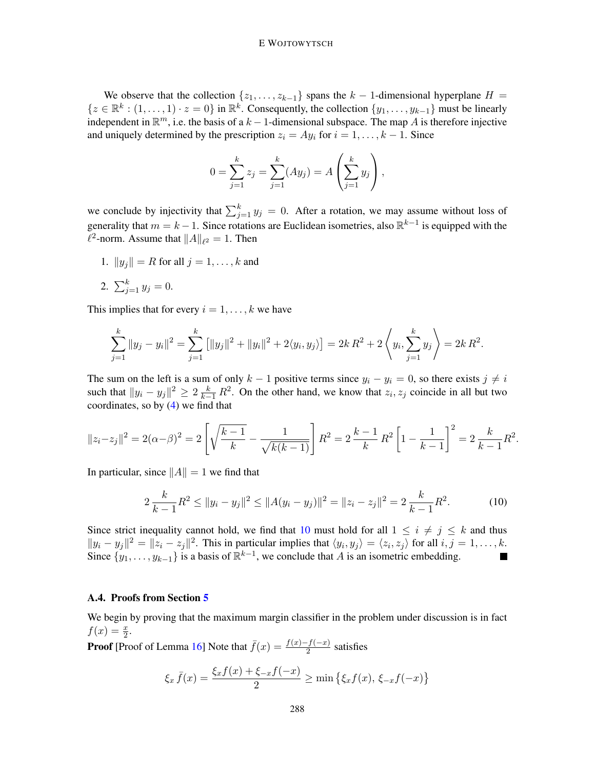We observe that the collection $\{z_1, \dots, z_{k-1}\}$ spans the $k-1$-dimensional hyperplane $H = \{z \in \mathbb{R}^k : (1, \dots, 1) \cdot z = 0\}$ in $\mathbb{R}^k$. Consequently, the collection $\{y_1, \dots, y_{k-1}\}$ must be linearly independent in $\mathbb{R}^m$, i.e. the basis of a $k-1$-dimensional subspace. The map $A$ is therefore injective and uniquely determined by the prescription $z_i = Ay_i$ for $i = 1, \dots, k-1$. Since

$$0 = \sum_{j=1}^k z_j = \sum_{j=1}^k (Ay_j) = A\left(\sum_{j=1}^k y_j\right),$$

we conclude by injectivity that $\sum_{j=1}^k y_j = 0$. After a rotation, we may assume without loss of generality that $m = k-1$. Since rotations are Euclidean isometries, also $\mathbb{R}^{k-1}$ is equipped with the $\ell^2$-norm. Assume that $\|A\|_{\ell^2} = 1$. Then

1. $\|y_j\| = R$ for all $j = 1, \dots, k$ and
2. $\sum_{j=1}^k y_j = 0$.

This implies that for every $i = 1, \dots, k$ we have

$$\sum_{j=1}^k \|y_j - y_i\|^2 = \sum_{j=1}^k \left[\|y_j\|^2 + \|y_i\|^2 + 2\langle y_i, y_j\rangle\right] = 2k\,R^2 + 2\left\langle y_i, \sum_{j=1}^k y_j\right\rangle = 2k\,R^2.$$

The sum on the left is a sum of only $k-1$ positive terms since $y_i - y_i = 0$, so there exists $j \neq i$ such that $\|y_i - y_j\|^2 \geq 2\,\frac{k}{k-1}\,R^2$. On the other hand, we know that $z_i, z_j$ coincide in all but two coordinates, so by (4) we find that

$$\|z_i - z_j\|^2 = 2(\alpha - \beta)^2 = 2\left[\sqrt{\frac{k-1}{k}} - \frac{1}{\sqrt{k(k-1)}}\right] R^2 = 2\,\frac{k-1}{k}\,R^2\left[1 - \frac{1}{k-1}\right]^2 = 2\,\frac{k}{k-1} R^2.$$

In particular, since $\|A\| = 1$ we find that

$$2\,\frac{k}{k-1} R^2 \leq \|y_i - y_j\|^2 \leq \|A(y_i - y_j)\|^2 = \|z_i - z_j\|^2 = 2\,\frac{k}{k-1} R^2. \tag{10}$$

Since strict inequality cannot hold, we find that 10 must hold for all $1 \leq i \neq j \leq k$ and thus $\|y_i - y_j\|^2 = \|z_i - z_j\|^2$. This in particular implies that $\langle y_i, y_j\rangle = \langle z_i, z_j\rangle$ for all $i, j = 1, \dots, k$. Since $\{y_1, \dots, y_{k-1}\}$ is a basis of $\mathbb{R}^{k-1}$, we conclude that $A$ is an isometric embedding. ■

### A.4. Proofs from Section 5

We begin by proving that the maximum margin classifier in the problem under discussion is in fact $f(x) = \frac{x}{2}$.

**Proof** [Proof of Lemma 16] Note that $\bar{f}(x) = \frac{f(x) - f(-x)}{2}$ satisfies

$$\xi_x\,\bar{f}(x) = \frac{\xi_x f(x) + \xi_{-x} f(-x)}{2} \geq \min\left\{\xi_x f(x),\, \xi_{-x} f(-x)\right\}$$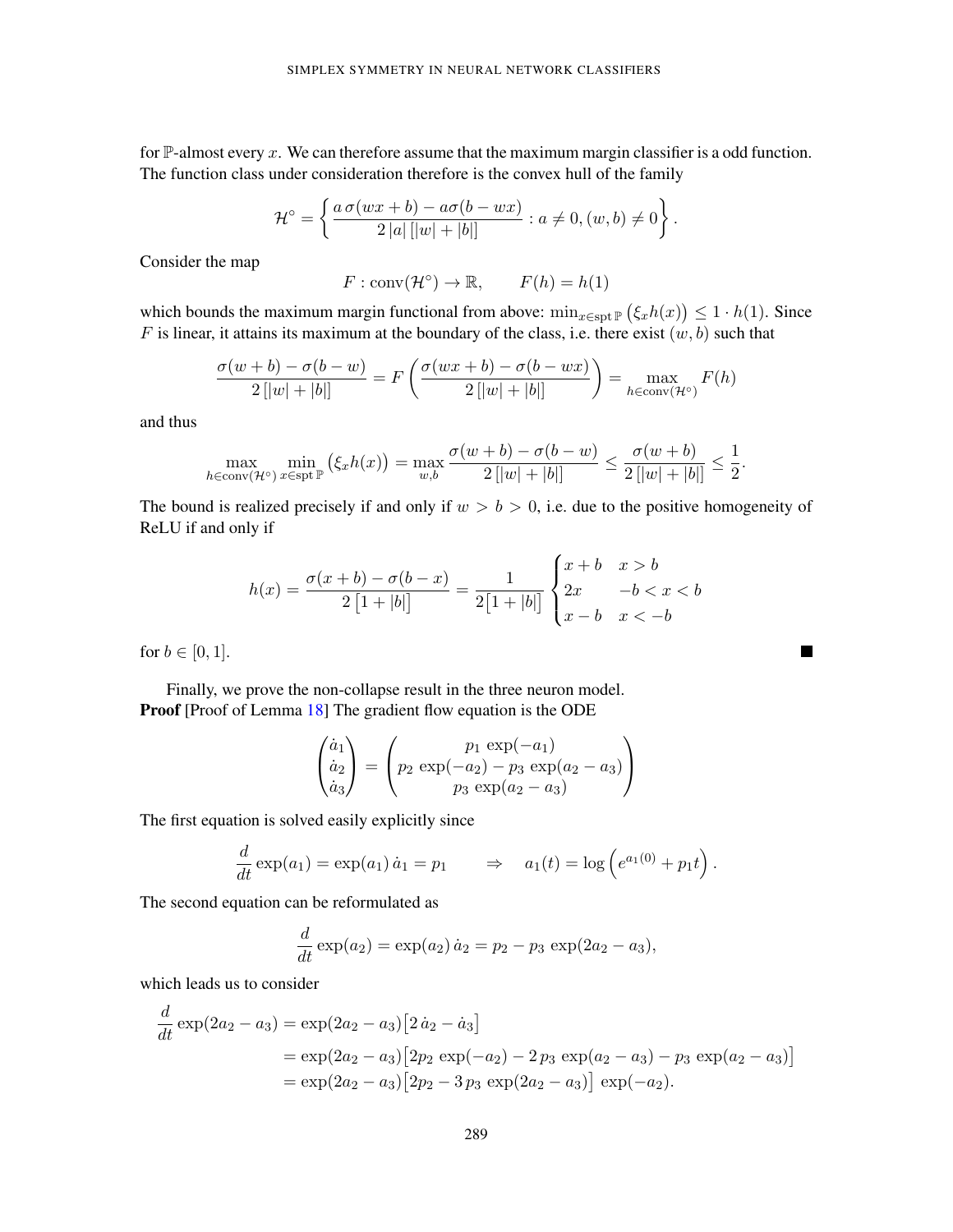for $\mathbb{P}$-almost every $x$. We can therefore assume that the maximum margin classifier is a odd function. The function class under consideration therefore is the convex hull of the family

$$
\mathcal{H}^\circ = \left\{ \frac{a\,\sigma(wx+b) - a\sigma(b-wx)}{2\,|a|\,[|w|+|b|]} : a \neq 0, (w,b) \neq 0 \right\}.
$$

Consider the map

$$
F : \mathrm{conv}(\mathcal{H}^\circ) \to \mathbb{R}, \qquad F(h) = h(1)
$$

which bounds the maximum margin functional from above: $\min_{x\in \mathrm{spt}\,\mathbb{P}} \big(\xi_x h(x)\big) \leq 1 \cdot h(1)$. Since $F$ is linear, it attains its maximum at the boundary of the class, i.e. there exist $(w,b)$ such that

$$
\frac{\sigma(w+b) - \sigma(b-w)}{2\,[|w|+|b|]} = F\left(\frac{\sigma(wx+b)-\sigma(b-wx)}{2\,[|w|+|b|]}\right) = \max_{h\in\mathrm{conv}(\mathcal{H}^\circ)} F(h)
$$

and thus

$$
\max_{h\in\mathrm{conv}(\mathcal{H}^\circ)} \min_{x\in\mathrm{spt}\,\mathbb{P}} \big(\xi_x h(x)\big) = \max_{w,b} \frac{\sigma(w+b)-\sigma(b-w)}{2\,[|w|+|b|]} \leq \frac{\sigma(w+b)}{2\,[|w|+|b|]} \leq \frac{1}{2}.
$$

The bound is realized precisely if and only if $w > b > 0$, i.e. due to the positive homogeneity of ReLU if and only if

$$
h(x) = \frac{\sigma(x+b) - \sigma(b-x)}{2\,\big[1+|b|\big]} = \frac{1}{2\big[1+|b|\big]} \begin{cases} x+b & x > b \\ 2x & -b < x < b \\ x-b & x < -b \end{cases}
$$

for $b \in [0,1]$. ■

Finally, we prove the non-collapse result in the three neuron model.

**Proof** [Proof of Lemma 18] The gradient flow equation is the ODE

$$
\begin{pmatrix} \dot a_1 \\ \dot a_2 \\ \dot a_3 \end{pmatrix} = \begin{pmatrix} p_1\,\exp(-a_1) \\ p_2\,\exp(-a_2) - p_3\,\exp(a_2-a_3) \\ p_3\,\exp(a_2-a_3) \end{pmatrix}
$$

The first equation is solved easily explicitly since

$$
\frac{d}{dt}\exp(a_1) = \exp(a_1)\,\dot a_1 = p_1 \qquad \Rightarrow \quad a_1(t) = \log\left(e^{a_1(0)} + p_1 t\right).
$$

The second equation can be reformulated as

$$
\frac{d}{dt}\exp(a_2) = \exp(a_2)\,\dot a_2 = p_2 - p_3\,\exp(2a_2 - a_3),
$$

which leads us to consider

$$
\begin{aligned}
\frac{d}{dt}\exp(2a_2 - a_3) &= \exp(2a_2-a_3)\big[2\,\dot a_2 - \dot a_3\big] \\
&= \exp(2a_2-a_3)\big[2p_2\,\exp(-a_2) - 2\,p_3\,\exp(a_2-a_3) - p_3\,\exp(a_2-a_3)\big] \\
&= \exp(2a_2-a_3)\big[2p_2 - 3\,p_3\,\exp(2a_2-a_3)\big]\,\exp(-a_2).
\end{aligned}
$$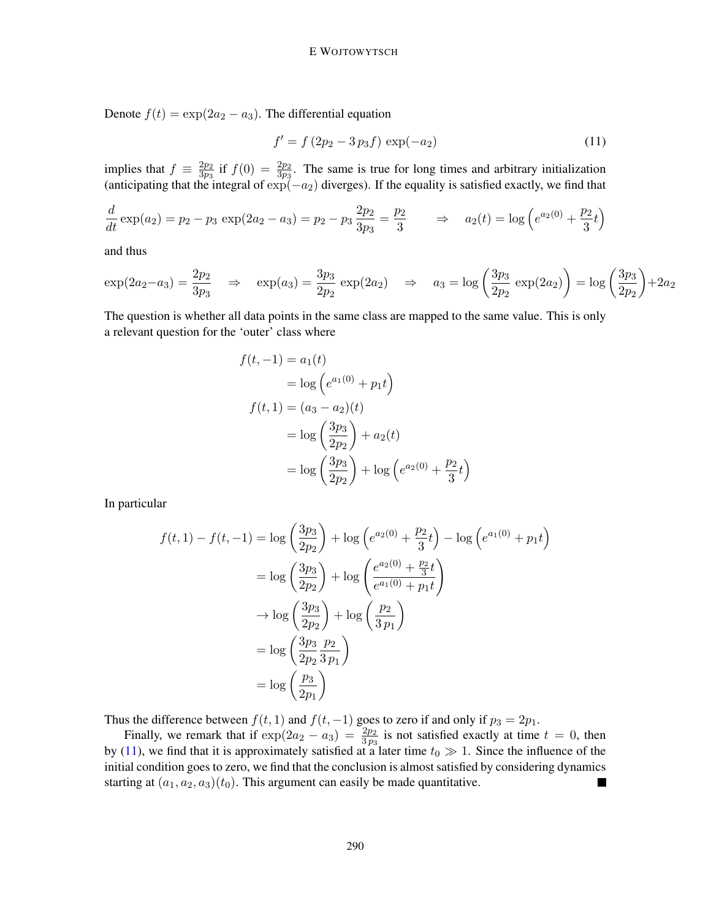Denote $f(t) = \exp(2a_2 - a_3)$. The differential equation

$$
f' = f\,(2p_2 - 3\,p_3 f)\,\exp(-a_2) \tag{11}
$$

implies that $f \equiv \frac{2p_2}{3p_3}$ if $f(0) = \frac{2p_2}{3p_3}$. The same is true for long times and arbitrary initialization (anticipating that the integral of $\exp(-a_2)$ diverges). If the equality is satisfied exactly, we find that

$$
\frac{d}{dt}\exp(a_2) = p_2 - p_3\,\exp(2a_2 - a_3) = p_2 - p_3\,\frac{2p_2}{3p_3} = \frac{p_2}{3} \qquad \Rightarrow \quad a_2(t) = \log\left(e^{a_2(0)} + \frac{p_2}{3}t\right)
$$

and thus

$$
\exp(2a_2 - a_3) = \frac{2p_2}{3p_3} \quad \Rightarrow \quad \exp(a_3) = \frac{3p_3}{2p_2}\,\exp(2a_2) \quad \Rightarrow \quad a_3 = \log\left(\frac{3p_3}{2p_2}\,\exp(2a_2)\right) = \log\left(\frac{3p_3}{2p_2}\right) + 2a_2
$$

The question is whether all data points in the same class are mapped to the same value. This is only a relevant question for the 'outer' class where

$$
\begin{aligned}
f(t,-1) &= a_1(t) \\
&= \log\left(e^{a_1(0)} + p_1 t\right) \\
f(t,1) &= (a_3 - a_2)(t) \\
&= \log\left(\frac{3p_3}{2p_2}\right) + a_2(t) \\
&= \log\left(\frac{3p_3}{2p_2}\right) + \log\left(e^{a_2(0)} + \frac{p_2}{3}t\right)
\end{aligned}
$$

In particular

$$
\begin{aligned}
f(t,1) - f(t,-1) &= \log\left(\frac{3p_3}{2p_2}\right) + \log\left(e^{a_2(0)} + \frac{p_2}{3}t\right) - \log\left(e^{a_1(0)} + p_1 t\right) \\
&= \log\left(\frac{3p_3}{2p_2}\right) + \log\left(\frac{e^{a_2(0)} + \frac{p_2}{3}t}{e^{a_1(0)} + p_1 t}\right) \\
&\to \log\left(\frac{3p_3}{2p_2}\right) + \log\left(\frac{p_2}{3\,p_1}\right) \\
&= \log\left(\frac{3p_3}{2p_2}\,\frac{p_2}{3\,p_1}\right) \\
&= \log\left(\frac{p_3}{2p_1}\right)
\end{aligned}
$$

Thus the difference between $f(t,1)$ and $f(t,-1)$ goes to zero if and only if $p_3 = 2p_1$.

Finally, we remark that if $\exp(2a_2 - a_3) = \frac{2p_2}{3\,p_3}$ is not satisfied exactly at time $t = 0$, then by (11), we find that it is approximately satisfied at a later time $t_0 \gg 1$. Since the influence of the initial condition goes to zero, we find that the conclusion is almost satisfied by considering dynamics starting at $(a_1, a_2, a_3)(t_0)$. This argument can easily be made quantitative. ■